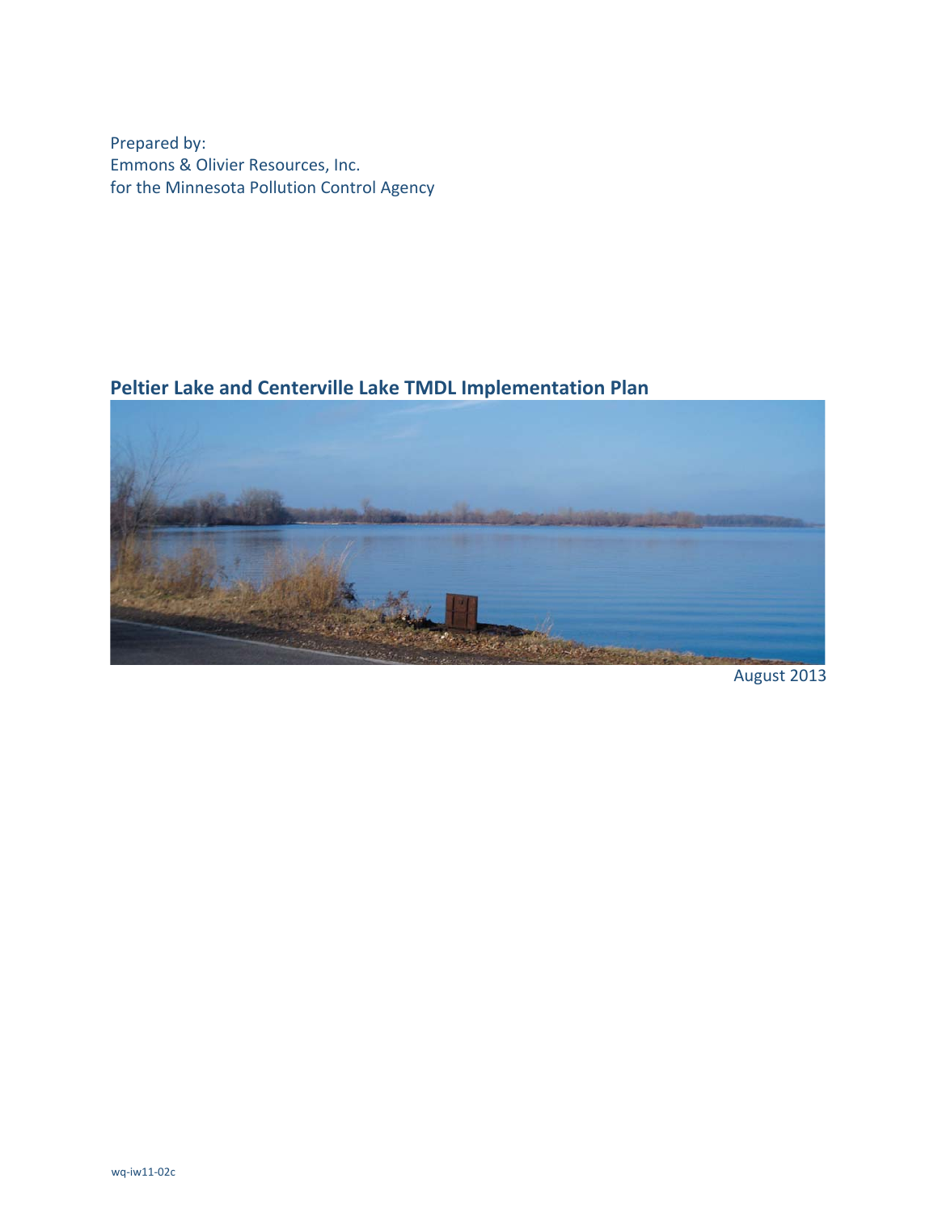Prepared by:
Emmons & Olivier Resources, Inc.
for the Minnesota Pollution Control Agency

# Peltier Lake and Centerville Lake TMDL Implementation Plan

August 2013

wq-iw11-02c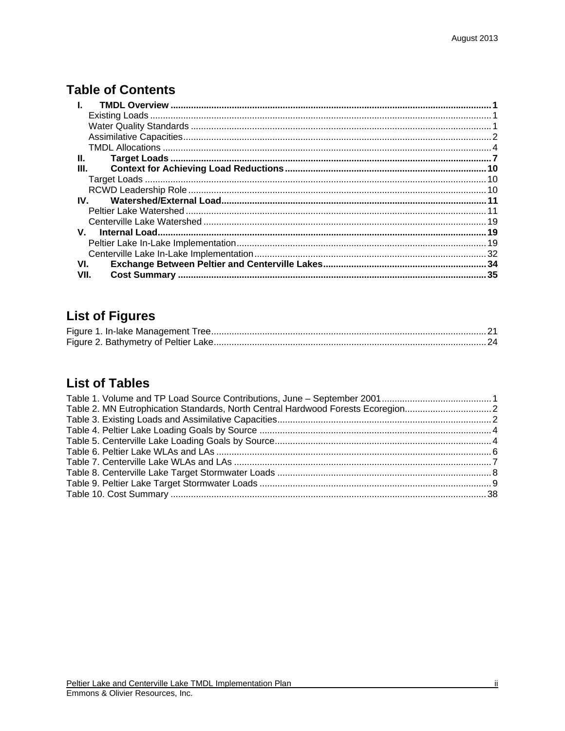## Table of Contents

**I. TMDL Overview** ..... **1**
- Existing Loads ..... 1
- Water Quality Standards ..... 1
- Assimilative Capacities ..... 2
- TMDL Allocations ..... 4

**II. Target Loads** ..... **7**

**III. Context for Achieving Load Reductions** ..... **10**
- Target Loads ..... 10
- RCWD Leadership Role ..... 10

**IV. Watershed/External Load** ..... **11**
- Peltier Lake Watershed ..... 11
- Centerville Lake Watershed ..... 19

**V. Internal Load** ..... **19**
- Peltier Lake In-Lake Implementation ..... 19
- Centerville Lake In-Lake Implementation ..... 32

**VI. Exchange Between Peltier and Centerville Lakes** ..... **34**

**VII. Cost Summary** ..... **35**

## List of Figures

Figure 1. In-lake Management Tree ..... 21
Figure 2. Bathymetry of Peltier Lake ..... 24

## List of Tables

Table 1. Volume and TP Load Source Contributions, June – September 2001 ..... 1
Table 2. MN Eutrophication Standards, North Central Hardwood Forests Ecoregion ..... 2
Table 3. Existing Loads and Assimilative Capacities ..... 2
Table 4. Peltier Lake Loading Goals by Source ..... 4
Table 5. Centerville Lake Loading Goals by Source ..... 4
Table 6. Peltier Lake WLAs and LAs ..... 6
Table 7. Centerville Lake WLAs and LAs ..... 7
Table 8. Centerville Lake Target Stormwater Loads ..... 8
Table 9. Peltier Lake Target Stormwater Loads ..... 9
Table 10. Cost Summary ..... 38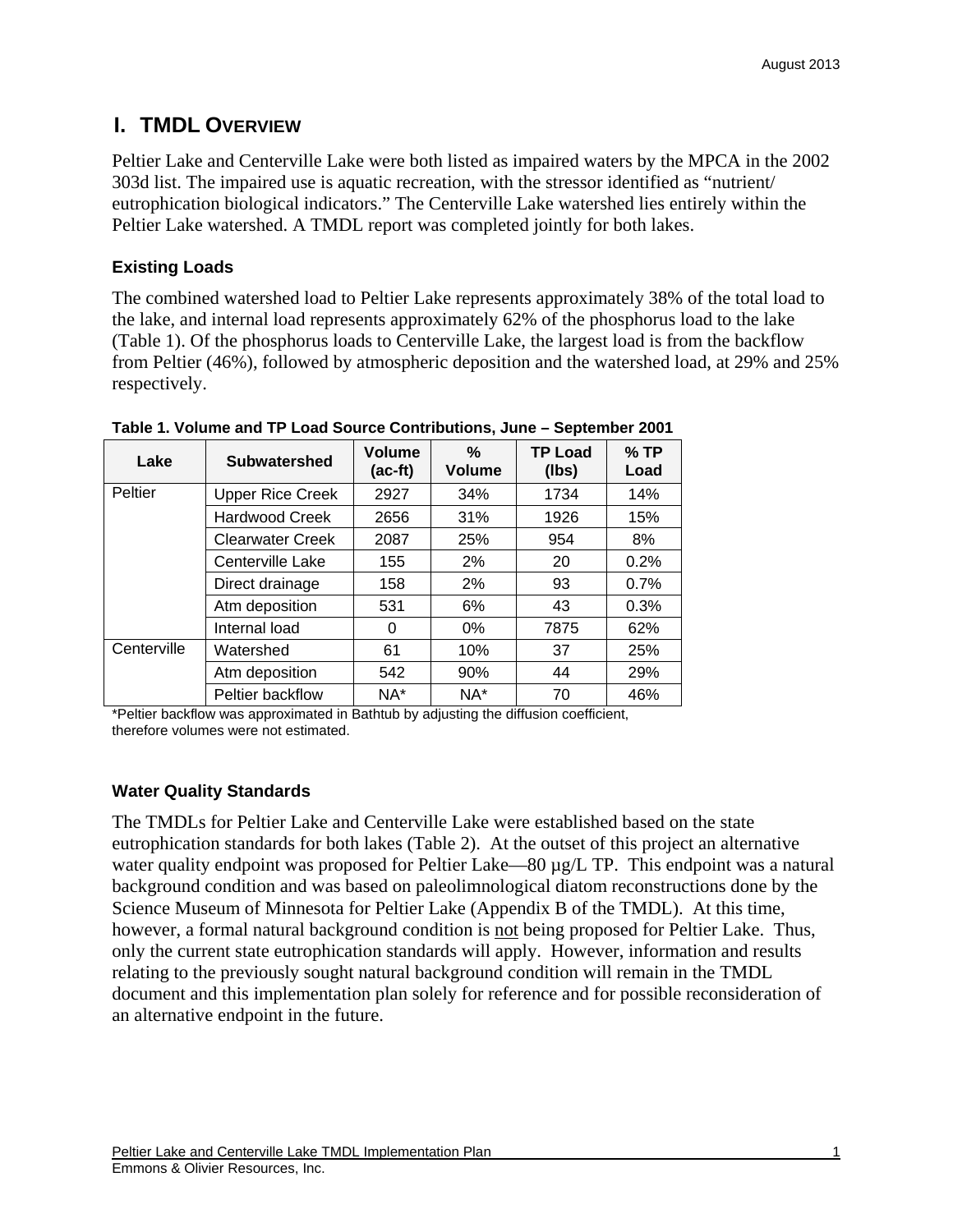# I. TMDL OVERVIEW

Peltier Lake and Centerville Lake were both listed as impaired waters by the MPCA in the 2002 303d list. The impaired use is aquatic recreation, with the stressor identified as "nutrient/ eutrophication biological indicators." The Centerville Lake watershed lies entirely within the Peltier Lake watershed. A TMDL report was completed jointly for both lakes.

### Existing Loads

The combined watershed load to Peltier Lake represents approximately 38% of the total load to the lake, and internal load represents approximately 62% of the phosphorus load to the lake (Table 1). Of the phosphorus loads to Centerville Lake, the largest load is from the backflow from Peltier (46%), followed by atmospheric deposition and the watershed load, at 29% and 25% respectively.

**Table 1. Volume and TP Load Source Contributions, June – September 2001**

| Lake | Subwatershed | Volume (ac-ft) | % Volume | TP Load (lbs) | % TP Load |
|---|---|---|---|---|---|
| Peltier | Upper Rice Creek | 2927 | 34% | 1734 | 14% |
| | Hardwood Creek | 2656 | 31% | 1926 | 15% |
| | Clearwater Creek | 2087 | 25% | 954 | 8% |
| | Centerville Lake | 155 | 2% | 20 | 0.2% |
| | Direct drainage | 158 | 2% | 93 | 0.7% |
| | Atm deposition | 531 | 6% | 43 | 0.3% |
| | Internal load | 0 | 0% | 7875 | 62% |
| Centerville | Watershed | 61 | 10% | 37 | 25% |
| | Atm deposition | 542 | 90% | 44 | 29% |
| | Peltier backflow | NA* | NA* | 70 | 46% |

*Peltier backflow was approximated in Bathtub by adjusting the diffusion coefficient, therefore volumes were not estimated.

### Water Quality Standards

The TMDLs for Peltier Lake and Centerville Lake were established based on the state eutrophication standards for both lakes (Table 2). At the outset of this project an alternative water quality endpoint was proposed for Peltier Lake—80 µg/L TP. This endpoint was a natural background condition and was based on paleolimnological diatom reconstructions done by the Science Museum of Minnesota for Peltier Lake (Appendix B of the TMDL). At this time, however, a formal natural background condition is not being proposed for Peltier Lake. Thus, only the current state eutrophication standards will apply. However, information and results relating to the previously sought natural background condition will remain in the TMDL document and this implementation plan solely for reference and for possible reconsideration of an alternative endpoint in the future.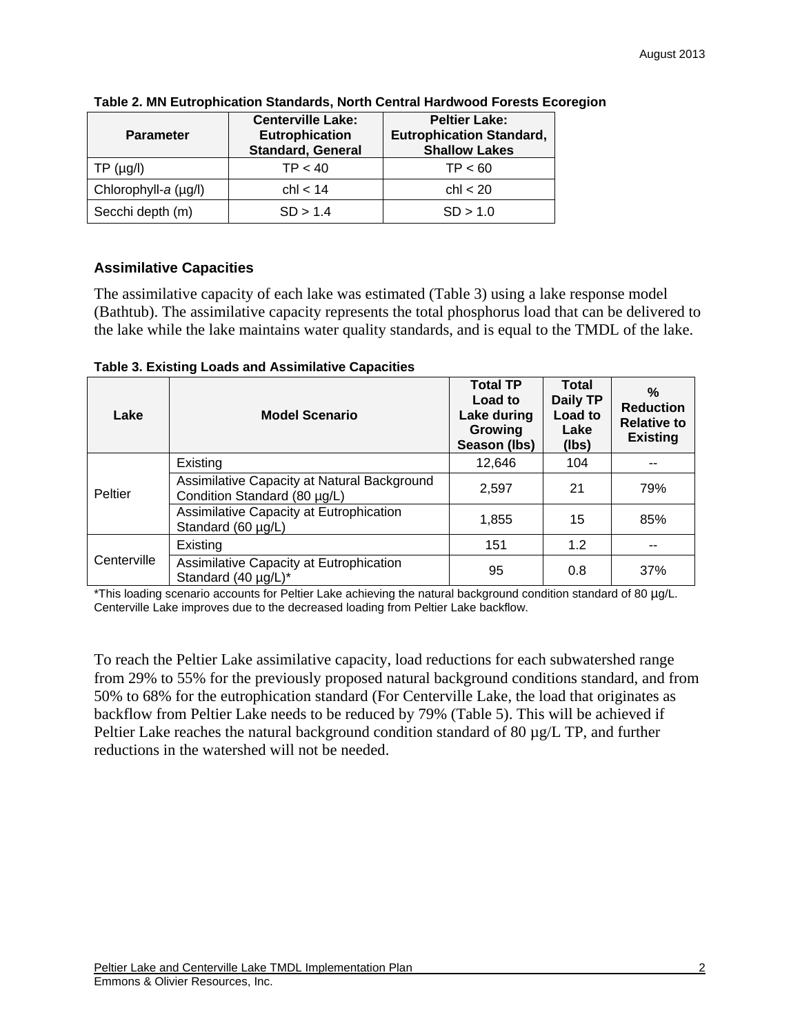**Table 2. MN Eutrophication Standards, North Central Hardwood Forests Ecoregion**

| Parameter | Centerville Lake: Eutrophication Standard, General | Peltier Lake: Eutrophication Standard, Shallow Lakes |
|---|---|---|
| TP (µg/l) | TP < 40 | TP < 60 |
| Chlorophyll-*a* (µg/l) | chl < 14 | chl < 20 |
| Secchi depth (m) | SD > 1.4 | SD > 1.0 |

### Assimilative Capacities

The assimilative capacity of each lake was estimated (Table 3) using a lake response model (Bathtub). The assimilative capacity represents the total phosphorus load that can be delivered to the lake while the lake maintains water quality standards, and is equal to the TMDL of the lake.

**Table 3. Existing Loads and Assimilative Capacities**

| Lake | Model Scenario | Total TP Load to Lake during Growing Season (lbs) | Total Daily TP Load to Lake (lbs) | % Reduction Relative to Existing |
|---|---|---|---|---|
| Peltier | Existing | 12,646 | 104 | -- |
| | Assimilative Capacity at Natural Background Condition Standard (80 µg/L) | 2,597 | 21 | 79% |
| | Assimilative Capacity at Eutrophication Standard (60 µg/L) | 1,855 | 15 | 85% |
| Centerville | Existing | 151 | 1.2 | -- |
| | Assimilative Capacity at Eutrophication Standard (40 µg/L)* | 95 | 0.8 | 37% |

*This loading scenario accounts for Peltier Lake achieving the natural background condition standard of 80 µg/L. Centerville Lake improves due to the decreased loading from Peltier Lake backflow.

To reach the Peltier Lake assimilative capacity, load reductions for each subwatershed range from 29% to 55% for the previously proposed natural background conditions standard, and from 50% to 68% for the eutrophication standard (For Centerville Lake, the load that originates as backflow from Peltier Lake needs to be reduced by 79% (Table 5). This will be achieved if Peltier Lake reaches the natural background condition standard of 80 µg/L TP, and further reductions in the watershed will not be needed.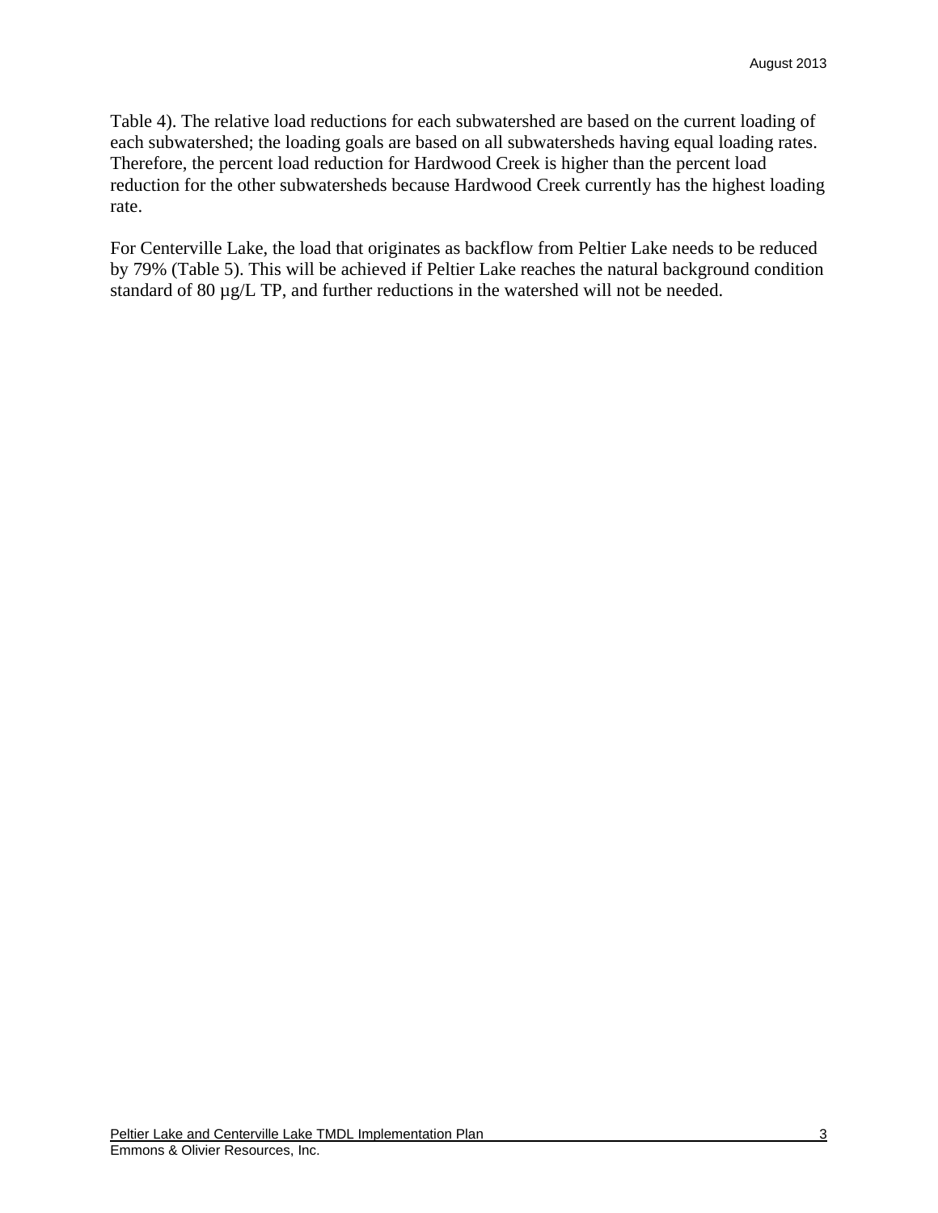Table 4). The relative load reductions for each subwatershed are based on the current loading of each subwatershed; the loading goals are based on all subwatersheds having equal loading rates. Therefore, the percent load reduction for Hardwood Creek is higher than the percent load reduction for the other subwatersheds because Hardwood Creek currently has the highest loading rate.

For Centerville Lake, the load that originates as backflow from Peltier Lake needs to be reduced by 79% (Table 5). This will be achieved if Peltier Lake reaches the natural background condition standard of 80 µg/L TP, and further reductions in the watershed will not be needed.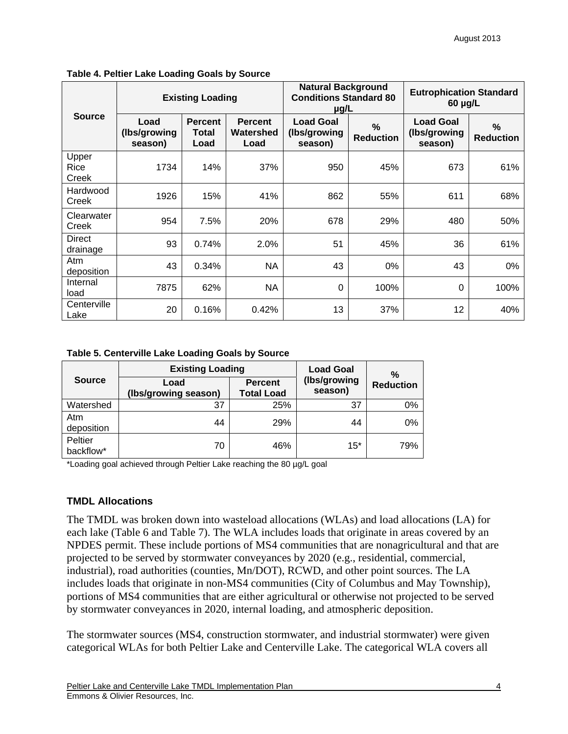**Table 4. Peltier Lake Loading Goals by Source**

| Source | Existing Loading | | | Natural Background Conditions Standard 80 µg/L | | Eutrophication Standard 60 µg/L | |
|---|---|---|---|---|---|---|---|
| | Load (lbs/growing season) | Percent Total Load | Percent Watershed Load | Load Goal (lbs/growing season) | % Reduction | Load Goal (lbs/growing season) | % Reduction |
| Upper Rice Creek | 1734 | 14% | 37% | 950 | 45% | 673 | 61% |
| Hardwood Creek | 1926 | 15% | 41% | 862 | 55% | 611 | 68% |
| Clearwater Creek | 954 | 7.5% | 20% | 678 | 29% | 480 | 50% |
| Direct drainage | 93 | 0.74% | 2.0% | 51 | 45% | 36 | 61% |
| Atm deposition | 43 | 0.34% | NA | 43 | 0% | 43 | 0% |
| Internal load | 7875 | 62% | NA | 0 | 100% | 0 | 100% |
| Centerville Lake | 20 | 0.16% | 0.42% | 13 | 37% | 12 | 40% |

**Table 5. Centerville Lake Loading Goals by Source**

| Source | Existing Loading | | Load Goal (lbs/growing season) | % Reduction |
|---|---|---|---|---|
| | Load (lbs/growing season) | Percent Total Load | | |
| Watershed | 37 | 25% | 37 | 0% |
| Atm deposition | 44 | 29% | 44 | 0% |
| Peltier backflow* | 70 | 46% | 15* | 79% |

*Loading goal achieved through Peltier Lake reaching the 80 µg/L goal

### TMDL Allocations

The TMDL was broken down into wasteload allocations (WLAs) and load allocations (LA) for each lake (Table 6 and Table 7). The WLA includes loads that originate in areas covered by an NPDES permit. These include portions of MS4 communities that are nonagricultural and that are projected to be served by stormwater conveyances by 2020 (e.g., residential, commercial, industrial), road authorities (counties, Mn/DOT), RCWD, and other point sources. The LA includes loads that originate in non-MS4 communities (City of Columbus and May Township), portions of MS4 communities that are either agricultural or otherwise not projected to be served by stormwater conveyances in 2020, internal loading, and atmospheric deposition.

The stormwater sources (MS4, construction stormwater, and industrial stormwater) were given categorical WLAs for both Peltier Lake and Centerville Lake. The categorical WLA covers all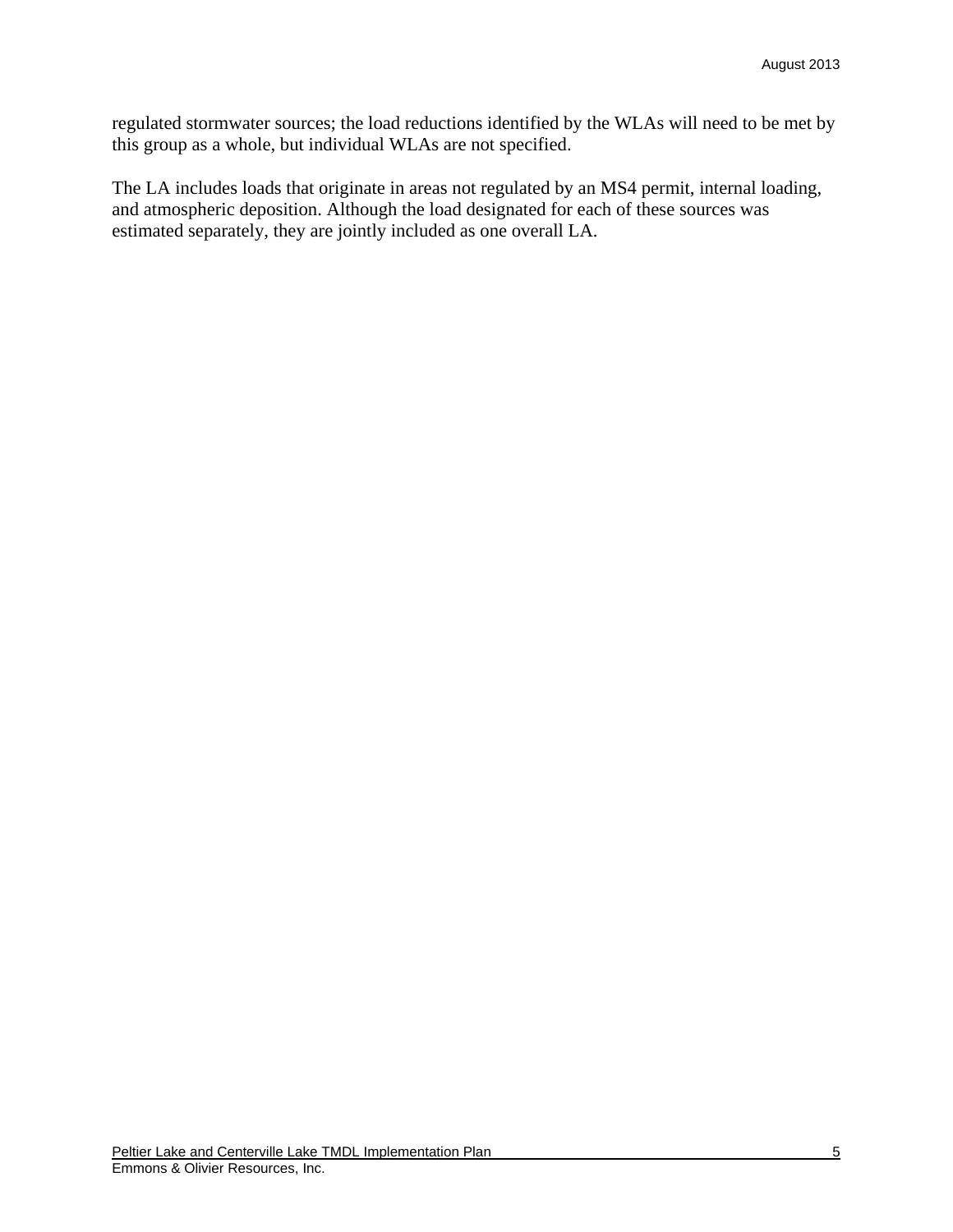regulated stormwater sources; the load reductions identified by the WLAs will need to be met by this group as a whole, but individual WLAs are not specified.

The LA includes loads that originate in areas not regulated by an MS4 permit, internal loading, and atmospheric deposition. Although the load designated for each of these sources was estimated separately, they are jointly included as one overall LA.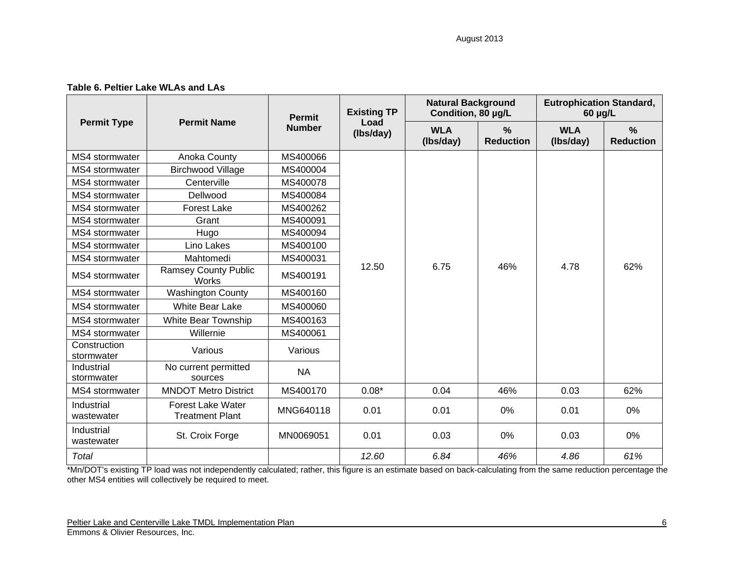**Table 6. Peltier Lake WLAs and LAs**

| Permit Type | Permit Name | Permit Number | Existing TP Load (lbs/day) | Natural Background Condition, 80 µg/L | | Eutrophication Standard, 60 µg/L | |
|---|---|---|---|---|---|---|---|
| | | | | WLA (lbs/day) | % Reduction | WLA (lbs/day) | % Reduction |
| MS4 stormwater | Anoka County | MS400066 | 12.50 | 6.75 | 46% | 4.78 | 62% |
| MS4 stormwater | Birchwood Village | MS400004 | | | | | |
| MS4 stormwater | Centerville | MS400078 | | | | | |
| MS4 stormwater | Dellwood | MS400084 | | | | | |
| MS4 stormwater | Forest Lake | MS400262 | | | | | |
| MS4 stormwater | Grant | MS400091 | | | | | |
| MS4 stormwater | Hugo | MS400094 | | | | | |
| MS4 stormwater | Lino Lakes | MS400100 | | | | | |
| MS4 stormwater | Mahtomedi | MS400031 | | | | | |
| MS4 stormwater | Ramsey County Public Works | MS400191 | | | | | |
| MS4 stormwater | Washington County | MS400160 | | | | | |
| MS4 stormwater | White Bear Lake | MS400060 | | | | | |
| MS4 stormwater | White Bear Township | MS400163 | | | | | |
| MS4 stormwater | Willernie | MS400061 | | | | | |
| Construction stormwater | Various | Various | | | | | |
| Industrial stormwater | No current permitted sources | NA | | | | | |
| MS4 stormwater | MNDOT Metro District | MS400170 | 0.08* | 0.04 | 46% | 0.03 | 62% |
| Industrial wastewater | Forest Lake Water Treatment Plant | MNG640118 | 0.01 | 0.01 | 0% | 0.01 | 0% |
| Industrial wastewater | St. Croix Forge | MN0069051 | 0.01 | 0.03 | 0% | 0.03 | 0% |
| *Total* | | | *12.60* | *6.84* | *46%* | *4.86* | *61%* |

*Mn/DOT's existing TP load was not independently calculated; rather, this figure is an estimate based on back-calculating from the same reduction percentage the other MS4 entities will collectively be required to meet.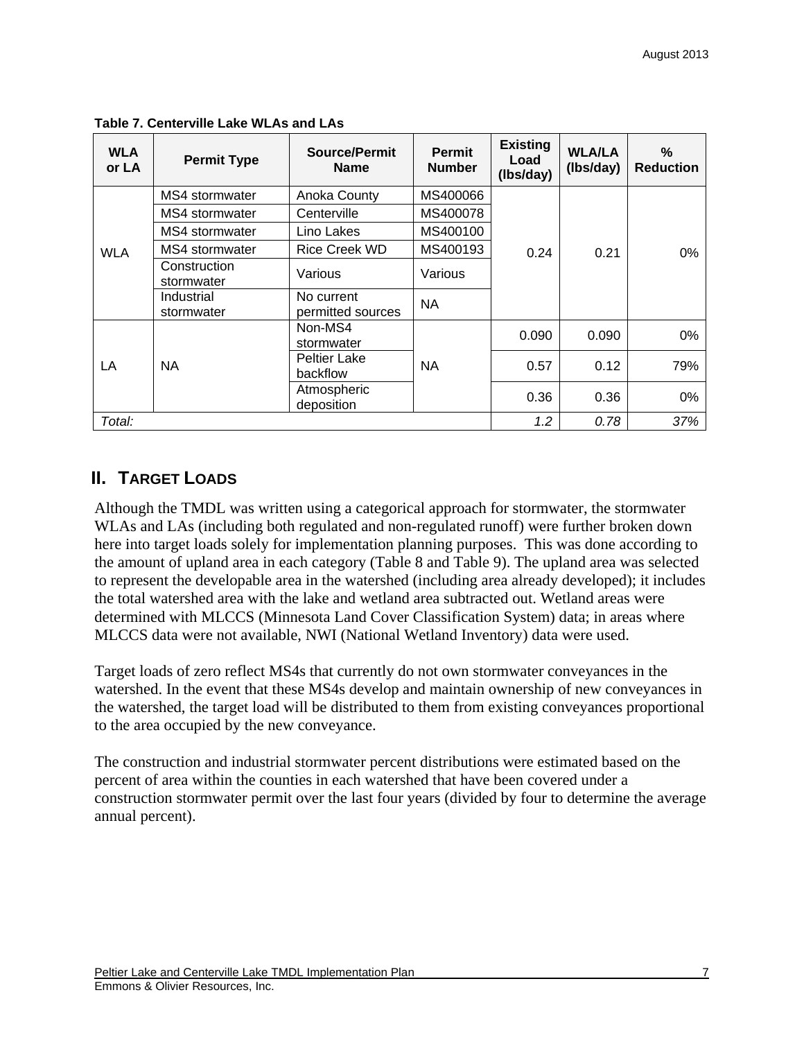**Table 7. Centerville Lake WLAs and LAs**

| WLA or LA | Permit Type | Source/Permit Name | Permit Number | Existing Load (lbs/day) | WLA/LA (lbs/day) | % Reduction |
|---|---|---|---|---|---|---|
| WLA | MS4 stormwater | Anoka County | MS400066 | 0.24 | 0.21 | 0% |
| | MS4 stormwater | Centerville | MS400078 | | | |
| | MS4 stormwater | Lino Lakes | MS400100 | | | |
| | MS4 stormwater | Rice Creek WD | MS400193 | | | |
| | Construction stormwater | Various | Various | | | |
| | Industrial stormwater | No current permitted sources | NA | | | |
| LA | NA | Non-MS4 stormwater | NA | 0.090 | 0.090 | 0% |
| | | Peltier Lake backflow | | 0.57 | 0.12 | 79% |
| | | Atmospheric deposition | | 0.36 | 0.36 | 0% |
| *Total:* | | | | *1.2* | *0.78* | *37%* |

## II. Target Loads

Although the TMDL was written using a categorical approach for stormwater, the stormwater WLAs and LAs (including both regulated and non-regulated runoff) were further broken down here into target loads solely for implementation planning purposes. This was done according to the amount of upland area in each category (Table 8 and Table 9). The upland area was selected to represent the developable area in the watershed (including area already developed); it includes the total watershed area with the lake and wetland area subtracted out. Wetland areas were determined with MLCCS (Minnesota Land Cover Classification System) data; in areas where MLCCS data were not available, NWI (National Wetland Inventory) data were used.

Target loads of zero reflect MS4s that currently do not own stormwater conveyances in the watershed. In the event that these MS4s develop and maintain ownership of new conveyances in the watershed, the target load will be distributed to them from existing conveyances proportional to the area occupied by the new conveyance.

The construction and industrial stormwater percent distributions were estimated based on the percent of area within the counties in each watershed that have been covered under a construction stormwater permit over the last four years (divided by four to determine the average annual percent).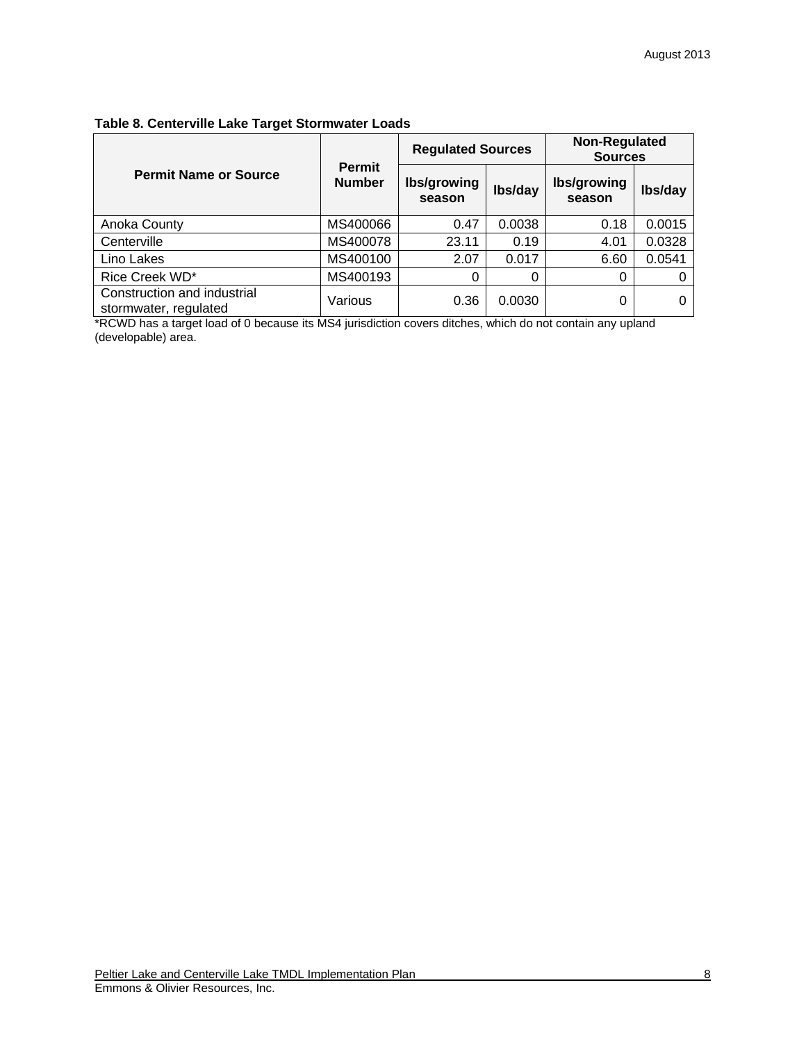**Table 8. Centerville Lake Target Stormwater Loads**

| Permit Name or Source | Permit Number | Regulated Sources | | Non-Regulated Sources | |
|---|---|---|---|---|---|
| | | lbs/growing season | lbs/day | lbs/growing season | lbs/day |
| Anoka County | MS400066 | 0.47 | 0.0038 | 0.18 | 0.0015 |
| Centerville | MS400078 | 23.11 | 0.19 | 4.01 | 0.0328 |
| Lino Lakes | MS400100 | 2.07 | 0.017 | 6.60 | 0.0541 |
| Rice Creek WD* | MS400193 | 0 | 0 | 0 | 0 |
| Construction and industrial stormwater, regulated | Various | 0.36 | 0.0030 | 0 | 0 |

*RCWD has a target load of 0 because its MS4 jurisdiction covers ditches, which do not contain any upland (developable) area.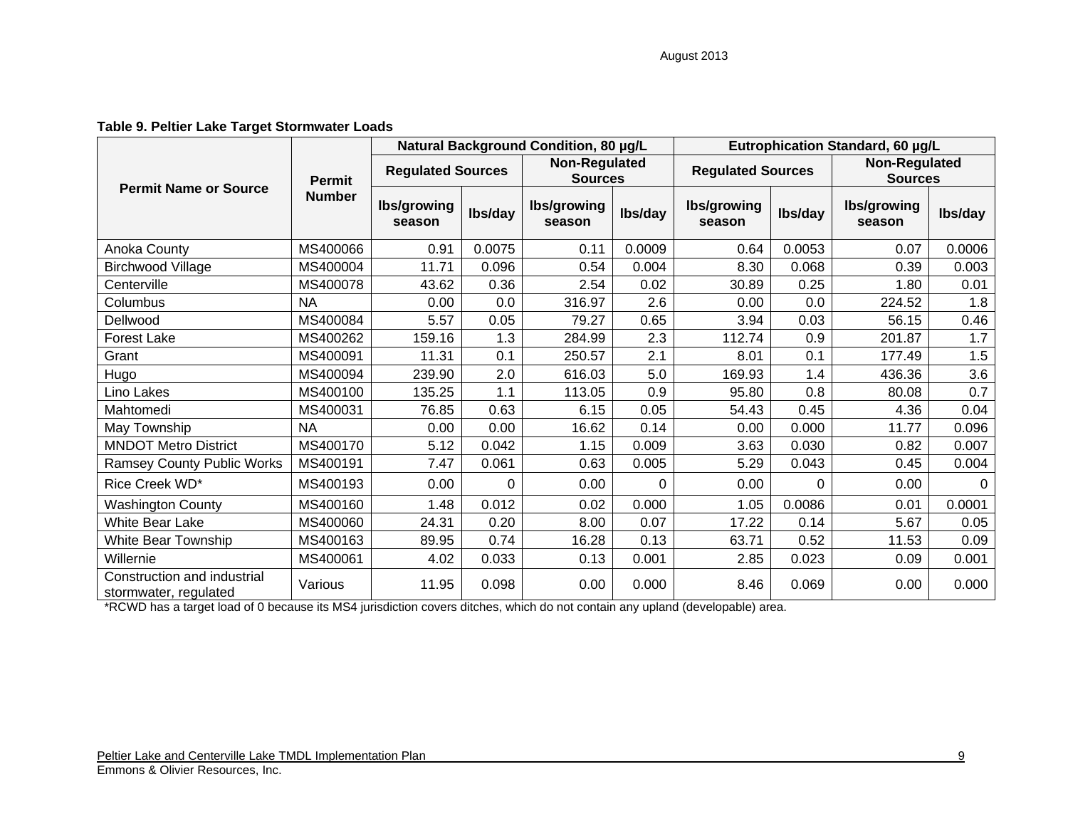**Table 9. Peltier Lake Target Stormwater Loads**

| Permit Name or Source | Permit Number | Natural Background Condition, 80 µg/L | | | | Eutrophication Standard, 60 µg/L | | | |
|---|---|---|---|---|---|---|---|---|---|
| | | Regulated Sources | | Non-Regulated Sources | | Regulated Sources | | Non-Regulated Sources | |
| | | lbs/growing season | lbs/day | lbs/growing season | lbs/day | lbs/growing season | lbs/day | lbs/growing season | lbs/day |
| Anoka County | MS400066 | 0.91 | 0.0075 | 0.11 | 0.0009 | 0.64 | 0.0053 | 0.07 | 0.0006 |
| Birchwood Village | MS400004 | 11.71 | 0.096 | 0.54 | 0.004 | 8.30 | 0.068 | 0.39 | 0.003 |
| Centerville | MS400078 | 43.62 | 0.36 | 2.54 | 0.02 | 30.89 | 0.25 | 1.80 | 0.01 |
| Columbus | NA | 0.00 | 0.0 | 316.97 | 2.6 | 0.00 | 0.0 | 224.52 | 1.8 |
| Dellwood | MS400084 | 5.57 | 0.05 | 79.27 | 0.65 | 3.94 | 0.03 | 56.15 | 0.46 |
| Forest Lake | MS400262 | 159.16 | 1.3 | 284.99 | 2.3 | 112.74 | 0.9 | 201.87 | 1.7 |
| Grant | MS400091 | 11.31 | 0.1 | 250.57 | 2.1 | 8.01 | 0.1 | 177.49 | 1.5 |
| Hugo | MS400094 | 239.90 | 2.0 | 616.03 | 5.0 | 169.93 | 1.4 | 436.36 | 3.6 |
| Lino Lakes | MS400100 | 135.25 | 1.1 | 113.05 | 0.9 | 95.80 | 0.8 | 80.08 | 0.7 |
| Mahtomedi | MS400031 | 76.85 | 0.63 | 6.15 | 0.05 | 54.43 | 0.45 | 4.36 | 0.04 |
| May Township | NA | 0.00 | 0.00 | 16.62 | 0.14 | 0.00 | 0.000 | 11.77 | 0.096 |
| MNDOT Metro District | MS400170 | 5.12 | 0.042 | 1.15 | 0.009 | 3.63 | 0.030 | 0.82 | 0.007 |
| Ramsey County Public Works | MS400191 | 7.47 | 0.061 | 0.63 | 0.005 | 5.29 | 0.043 | 0.45 | 0.004 |
| Rice Creek WD* | MS400193 | 0.00 | 0 | 0.00 | 0 | 0.00 | 0 | 0.00 | 0 |
| Washington County | MS400160 | 1.48 | 0.012 | 0.02 | 0.000 | 1.05 | 0.0086 | 0.01 | 0.0001 |
| White Bear Lake | MS400060 | 24.31 | 0.20 | 8.00 | 0.07 | 17.22 | 0.14 | 5.67 | 0.05 |
| White Bear Township | MS400163 | 89.95 | 0.74 | 16.28 | 0.13 | 63.71 | 0.52 | 11.53 | 0.09 |
| Willernie | MS400061 | 4.02 | 0.033 | 0.13 | 0.001 | 2.85 | 0.023 | 0.09 | 0.001 |
| Construction and industrial stormwater, regulated | Various | 11.95 | 0.098 | 0.00 | 0.000 | 8.46 | 0.069 | 0.00 | 0.000 |

*RCWD has a target load of 0 because its MS4 jurisdiction covers ditches, which do not contain any upland (developable) area.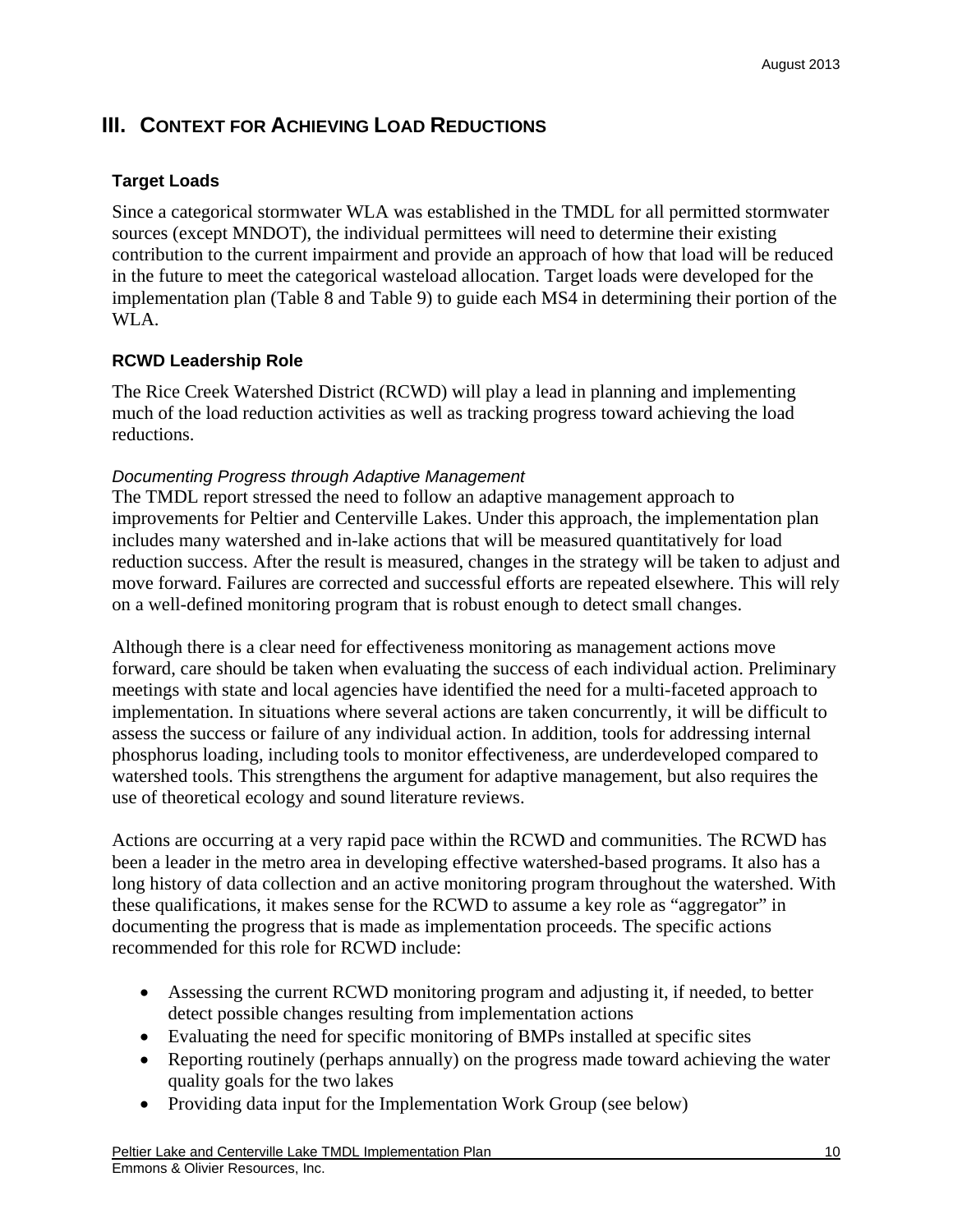## III. CONTEXT FOR ACHIEVING LOAD REDUCTIONS

### Target Loads

Since a categorical stormwater WLA was established in the TMDL for all permitted stormwater sources (except MNDOT), the individual permittees will need to determine their existing contribution to the current impairment and provide an approach of how that load will be reduced in the future to meet the categorical wasteload allocation. Target loads were developed for the implementation plan (Table 8 and Table 9) to guide each MS4 in determining their portion of the WLA.

### RCWD Leadership Role

The Rice Creek Watershed District (RCWD) will play a lead in planning and implementing much of the load reduction activities as well as tracking progress toward achieving the load reductions.

*Documenting Progress through Adaptive Management*

The TMDL report stressed the need to follow an adaptive management approach to improvements for Peltier and Centerville Lakes. Under this approach, the implementation plan includes many watershed and in-lake actions that will be measured quantitatively for load reduction success. After the result is measured, changes in the strategy will be taken to adjust and move forward. Failures are corrected and successful efforts are repeated elsewhere. This will rely on a well-defined monitoring program that is robust enough to detect small changes.

Although there is a clear need for effectiveness monitoring as management actions move forward, care should be taken when evaluating the success of each individual action. Preliminary meetings with state and local agencies have identified the need for a multi-faceted approach to implementation. In situations where several actions are taken concurrently, it will be difficult to assess the success or failure of any individual action. In addition, tools for addressing internal phosphorus loading, including tools to monitor effectiveness, are underdeveloped compared to watershed tools. This strengthens the argument for adaptive management, but also requires the use of theoretical ecology and sound literature reviews.

Actions are occurring at a very rapid pace within the RCWD and communities. The RCWD has been a leader in the metro area in developing effective watershed-based programs. It also has a long history of data collection and an active monitoring program throughout the watershed. With these qualifications, it makes sense for the RCWD to assume a key role as "aggregator" in documenting the progress that is made as implementation proceeds. The specific actions recommended for this role for RCWD include:

- Assessing the current RCWD monitoring program and adjusting it, if needed, to better detect possible changes resulting from implementation actions
- Evaluating the need for specific monitoring of BMPs installed at specific sites
- Reporting routinely (perhaps annually) on the progress made toward achieving the water quality goals for the two lakes
- Providing data input for the Implementation Work Group (see below)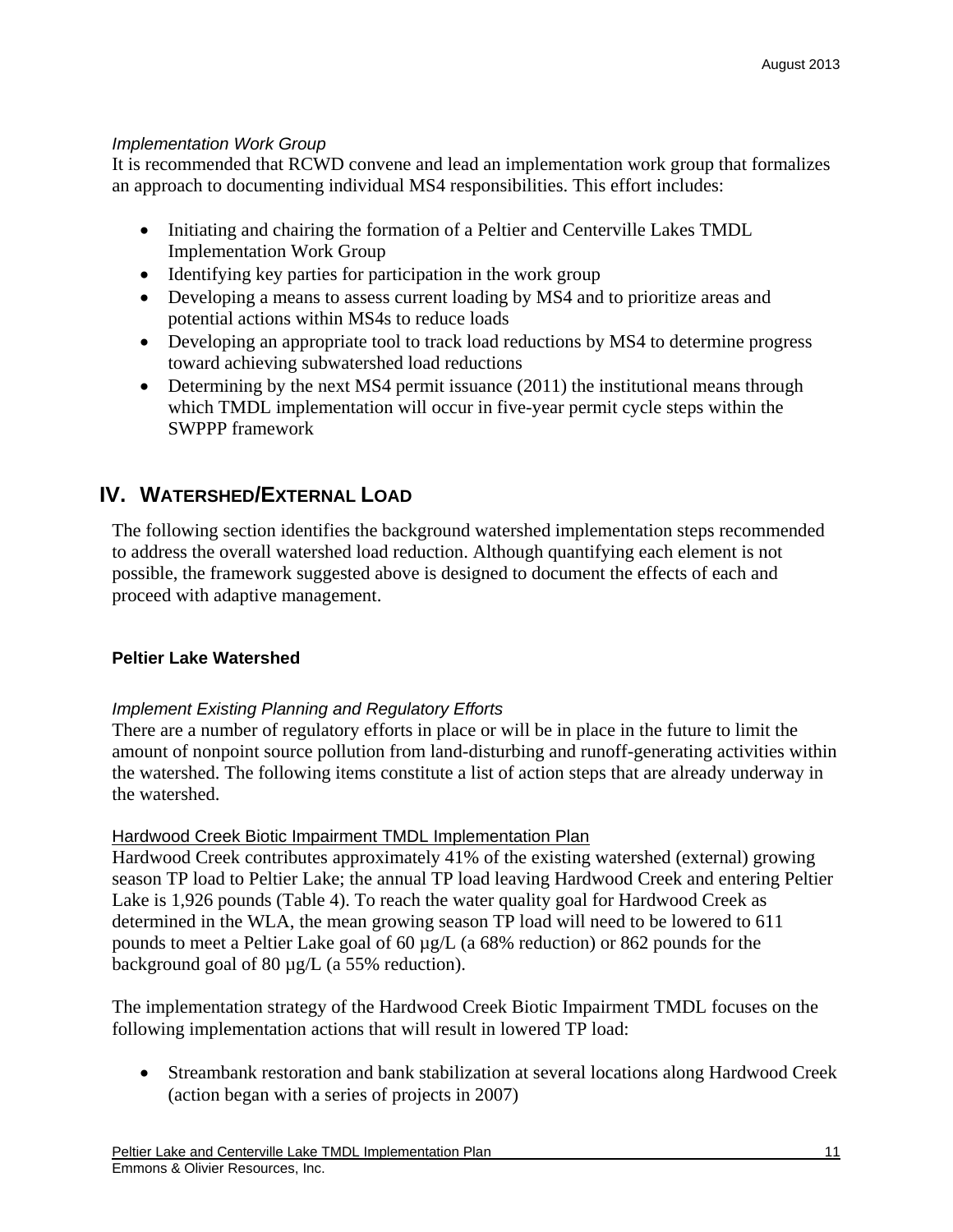*Implementation Work Group*

It is recommended that RCWD convene and lead an implementation work group that formalizes an approach to documenting individual MS4 responsibilities. This effort includes:

- Initiating and chairing the formation of a Peltier and Centerville Lakes TMDL Implementation Work Group
- Identifying key parties for participation in the work group
- Developing a means to assess current loading by MS4 and to prioritize areas and potential actions within MS4s to reduce loads
- Developing an appropriate tool to track load reductions by MS4 to determine progress toward achieving subwatershed load reductions
- Determining by the next MS4 permit issuance (2011) the institutional means through which TMDL implementation will occur in five-year permit cycle steps within the SWPPP framework

# IV. WATERSHED/EXTERNAL LOAD

The following section identifies the background watershed implementation steps recommended to address the overall watershed load reduction. Although quantifying each element is not possible, the framework suggested above is designed to document the effects of each and proceed with adaptive management.

### Peltier Lake Watershed

*Implement Existing Planning and Regulatory Efforts*

There are a number of regulatory efforts in place or will be in place in the future to limit the amount of nonpoint source pollution from land-disturbing and runoff-generating activities within the watershed. The following items constitute a list of action steps that are already underway in the watershed.

<u>Hardwood Creek Biotic Impairment TMDL Implementation Plan</u>

Hardwood Creek contributes approximately 41% of the existing watershed (external) growing season TP load to Peltier Lake; the annual TP load leaving Hardwood Creek and entering Peltier Lake is 1,926 pounds (Table 4). To reach the water quality goal for Hardwood Creek as determined in the WLA, the mean growing season TP load will need to be lowered to 611 pounds to meet a Peltier Lake goal of 60 µg/L (a 68% reduction) or 862 pounds for the background goal of 80 µg/L (a 55% reduction).

The implementation strategy of the Hardwood Creek Biotic Impairment TMDL focuses on the following implementation actions that will result in lowered TP load:

- Streambank restoration and bank stabilization at several locations along Hardwood Creek (action began with a series of projects in 2007)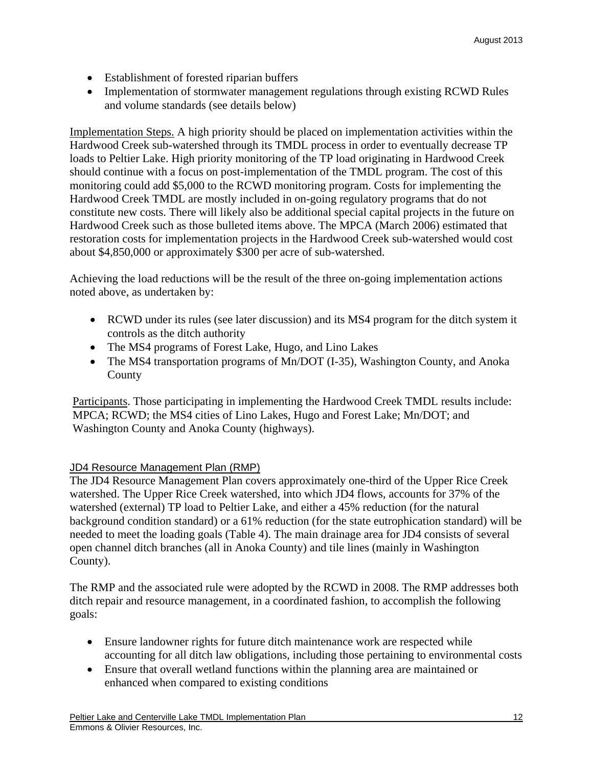- Establishment of forested riparian buffers
- Implementation of stormwater management regulations through existing RCWD Rules and volume standards (see details below)

Implementation Steps. A high priority should be placed on implementation activities within the Hardwood Creek sub-watershed through its TMDL process in order to eventually decrease TP loads to Peltier Lake. High priority monitoring of the TP load originating in Hardwood Creek should continue with a focus on post-implementation of the TMDL program. The cost of this monitoring could add $5,000 to the RCWD monitoring program. Costs for implementing the Hardwood Creek TMDL are mostly included in on-going regulatory programs that do not constitute new costs. There will likely also be additional special capital projects in the future on Hardwood Creek such as those bulleted items above. The MPCA (March 2006) estimated that restoration costs for implementation projects in the Hardwood Creek sub-watershed would cost about $4,850,000 or approximately $300 per acre of sub-watershed.

Achieving the load reductions will be the result of the three on-going implementation actions noted above, as undertaken by:

- RCWD under its rules (see later discussion) and its MS4 program for the ditch system it controls as the ditch authority
- The MS4 programs of Forest Lake, Hugo, and Lino Lakes
- The MS4 transportation programs of Mn/DOT (I-35), Washington County, and Anoka County

Participants. Those participating in implementing the Hardwood Creek TMDL results include: MPCA; RCWD; the MS4 cities of Lino Lakes, Hugo and Forest Lake; Mn/DOT; and Washington County and Anoka County (highways).

### JD4 Resource Management Plan (RMP)

The JD4 Resource Management Plan covers approximately one-third of the Upper Rice Creek watershed. The Upper Rice Creek watershed, into which JD4 flows, accounts for 37% of the watershed (external) TP load to Peltier Lake, and either a 45% reduction (for the natural background condition standard) or a 61% reduction (for the state eutrophication standard) will be needed to meet the loading goals (Table 4). The main drainage area for JD4 consists of several open channel ditch branches (all in Anoka County) and tile lines (mainly in Washington County).

The RMP and the associated rule were adopted by the RCWD in 2008. The RMP addresses both ditch repair and resource management, in a coordinated fashion, to accomplish the following goals:

- Ensure landowner rights for future ditch maintenance work are respected while accounting for all ditch law obligations, including those pertaining to environmental costs
- Ensure that overall wetland functions within the planning area are maintained or enhanced when compared to existing conditions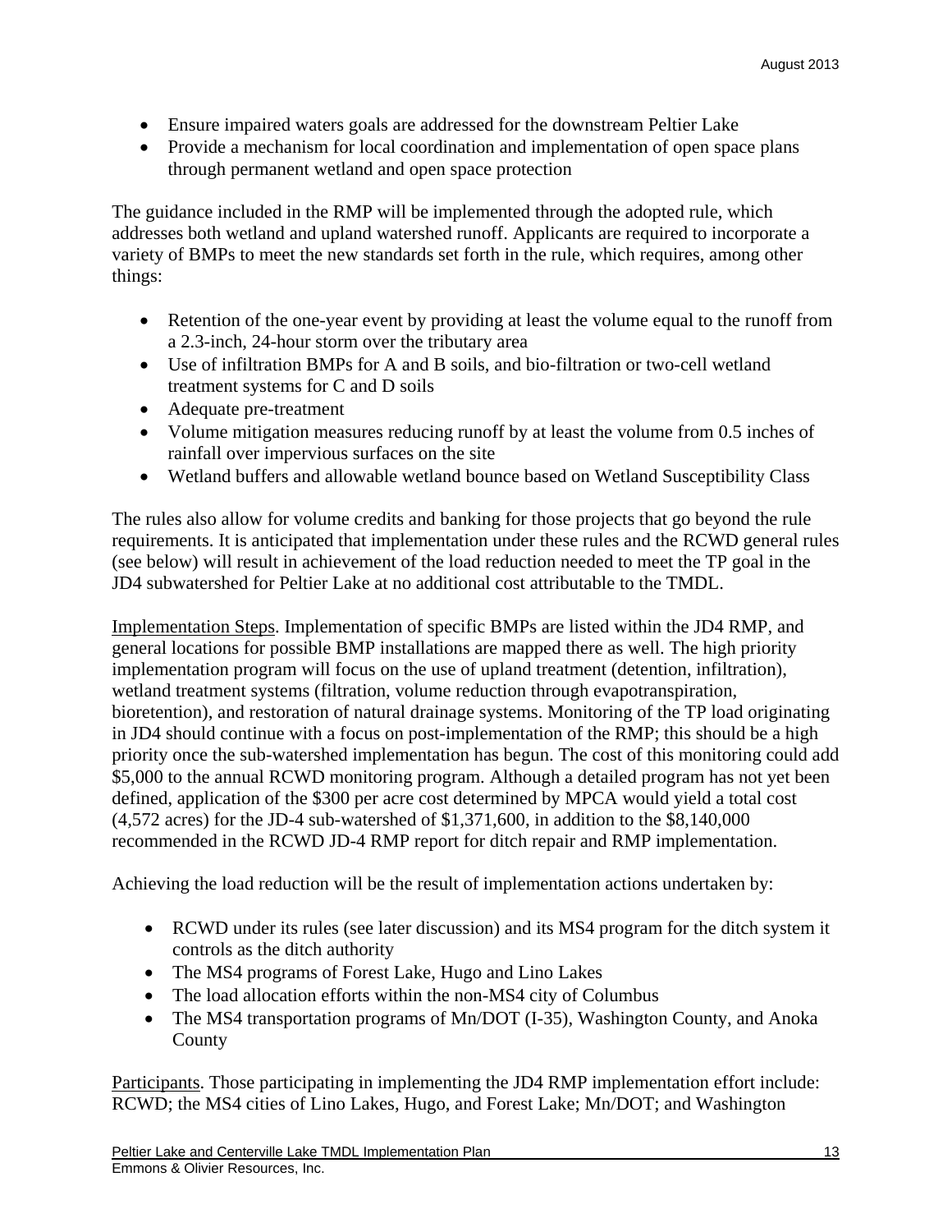- Ensure impaired waters goals are addressed for the downstream Peltier Lake
- Provide a mechanism for local coordination and implementation of open space plans through permanent wetland and open space protection

The guidance included in the RMP will be implemented through the adopted rule, which addresses both wetland and upland watershed runoff. Applicants are required to incorporate a variety of BMPs to meet the new standards set forth in the rule, which requires, among other things:

- Retention of the one-year event by providing at least the volume equal to the runoff from a 2.3-inch, 24-hour storm over the tributary area
- Use of infiltration BMPs for A and B soils, and bio-filtration or two-cell wetland treatment systems for C and D soils
- Adequate pre-treatment
- Volume mitigation measures reducing runoff by at least the volume from 0.5 inches of rainfall over impervious surfaces on the site
- Wetland buffers and allowable wetland bounce based on Wetland Susceptibility Class

The rules also allow for volume credits and banking for those projects that go beyond the rule requirements. It is anticipated that implementation under these rules and the RCWD general rules (see below) will result in achievement of the load reduction needed to meet the TP goal in the JD4 subwatershed for Peltier Lake at no additional cost attributable to the TMDL.

Implementation Steps. Implementation of specific BMPs are listed within the JD4 RMP, and general locations for possible BMP installations are mapped there as well. The high priority implementation program will focus on the use of upland treatment (detention, infiltration), wetland treatment systems (filtration, volume reduction through evapotranspiration, bioretention), and restoration of natural drainage systems. Monitoring of the TP load originating in JD4 should continue with a focus on post-implementation of the RMP; this should be a high priority once the sub-watershed implementation has begun. The cost of this monitoring could add $5,000 to the annual RCWD monitoring program. Although a detailed program has not yet been defined, application of the $300 per acre cost determined by MPCA would yield a total cost (4,572 acres) for the JD-4 sub-watershed of $1,371,600, in addition to the $8,140,000 recommended in the RCWD JD-4 RMP report for ditch repair and RMP implementation.

Achieving the load reduction will be the result of implementation actions undertaken by:

- RCWD under its rules (see later discussion) and its MS4 program for the ditch system it controls as the ditch authority
- The MS4 programs of Forest Lake, Hugo and Lino Lakes
- The load allocation efforts within the non-MS4 city of Columbus
- The MS4 transportation programs of Mn/DOT (I-35), Washington County, and Anoka County

Participants. Those participating in implementing the JD4 RMP implementation effort include: RCWD; the MS4 cities of Lino Lakes, Hugo, and Forest Lake; Mn/DOT; and Washington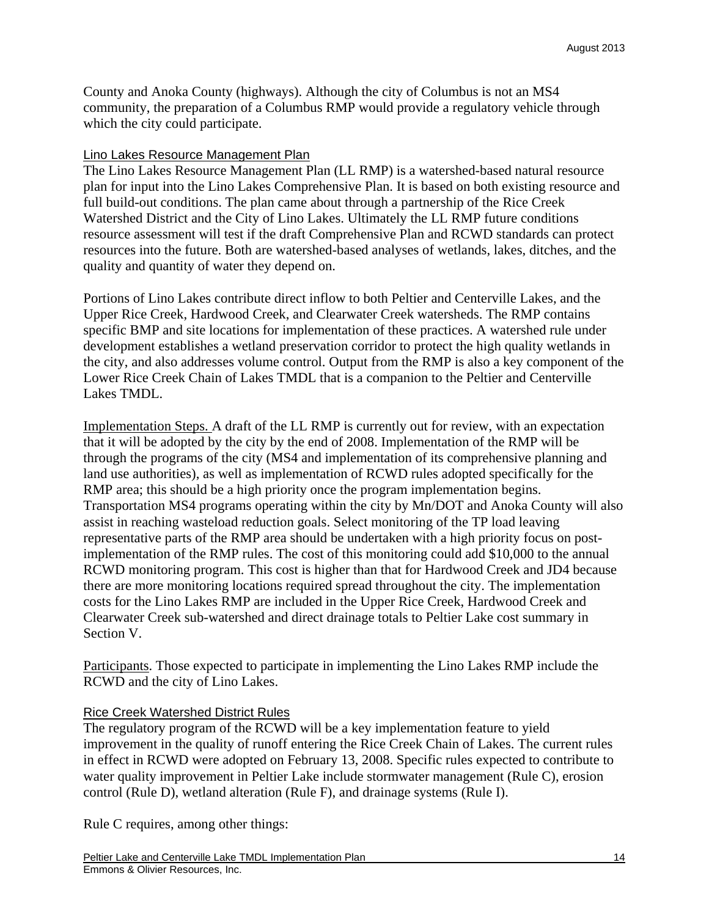County and Anoka County (highways). Although the city of Columbus is not an MS4 community, the preparation of a Columbus RMP would provide a regulatory vehicle through which the city could participate.

### Lino Lakes Resource Management Plan

The Lino Lakes Resource Management Plan (LL RMP) is a watershed-based natural resource plan for input into the Lino Lakes Comprehensive Plan. It is based on both existing resource and full build-out conditions. The plan came about through a partnership of the Rice Creek Watershed District and the City of Lino Lakes. Ultimately the LL RMP future conditions resource assessment will test if the draft Comprehensive Plan and RCWD standards can protect resources into the future. Both are watershed-based analyses of wetlands, lakes, ditches, and the quality and quantity of water they depend on.

Portions of Lino Lakes contribute direct inflow to both Peltier and Centerville Lakes, and the Upper Rice Creek, Hardwood Creek, and Clearwater Creek watersheds. The RMP contains specific BMP and site locations for implementation of these practices. A watershed rule under development establishes a wetland preservation corridor to protect the high quality wetlands in the city, and also addresses volume control. Output from the RMP is also a key component of the Lower Rice Creek Chain of Lakes TMDL that is a companion to the Peltier and Centerville Lakes TMDL.

Implementation Steps. A draft of the LL RMP is currently out for review, with an expectation that it will be adopted by the city by the end of 2008. Implementation of the RMP will be through the programs of the city (MS4 and implementation of its comprehensive planning and land use authorities), as well as implementation of RCWD rules adopted specifically for the RMP area; this should be a high priority once the program implementation begins. Transportation MS4 programs operating within the city by Mn/DOT and Anoka County will also assist in reaching wasteload reduction goals. Select monitoring of the TP load leaving representative parts of the RMP area should be undertaken with a high priority focus on post-implementation of the RMP rules. The cost of this monitoring could add $10,000 to the annual RCWD monitoring program. This cost is higher than that for Hardwood Creek and JD4 because there are more monitoring locations required spread throughout the city. The implementation costs for the Lino Lakes RMP are included in the Upper Rice Creek, Hardwood Creek and Clearwater Creek sub-watershed and direct drainage totals to Peltier Lake cost summary in Section V.

Participants. Those expected to participate in implementing the Lino Lakes RMP include the RCWD and the city of Lino Lakes.

### Rice Creek Watershed District Rules

The regulatory program of the RCWD will be a key implementation feature to yield improvement in the quality of runoff entering the Rice Creek Chain of Lakes. The current rules in effect in RCWD were adopted on February 13, 2008. Specific rules expected to contribute to water quality improvement in Peltier Lake include stormwater management (Rule C), erosion control (Rule D), wetland alteration (Rule F), and drainage systems (Rule I).

Rule C requires, among other things: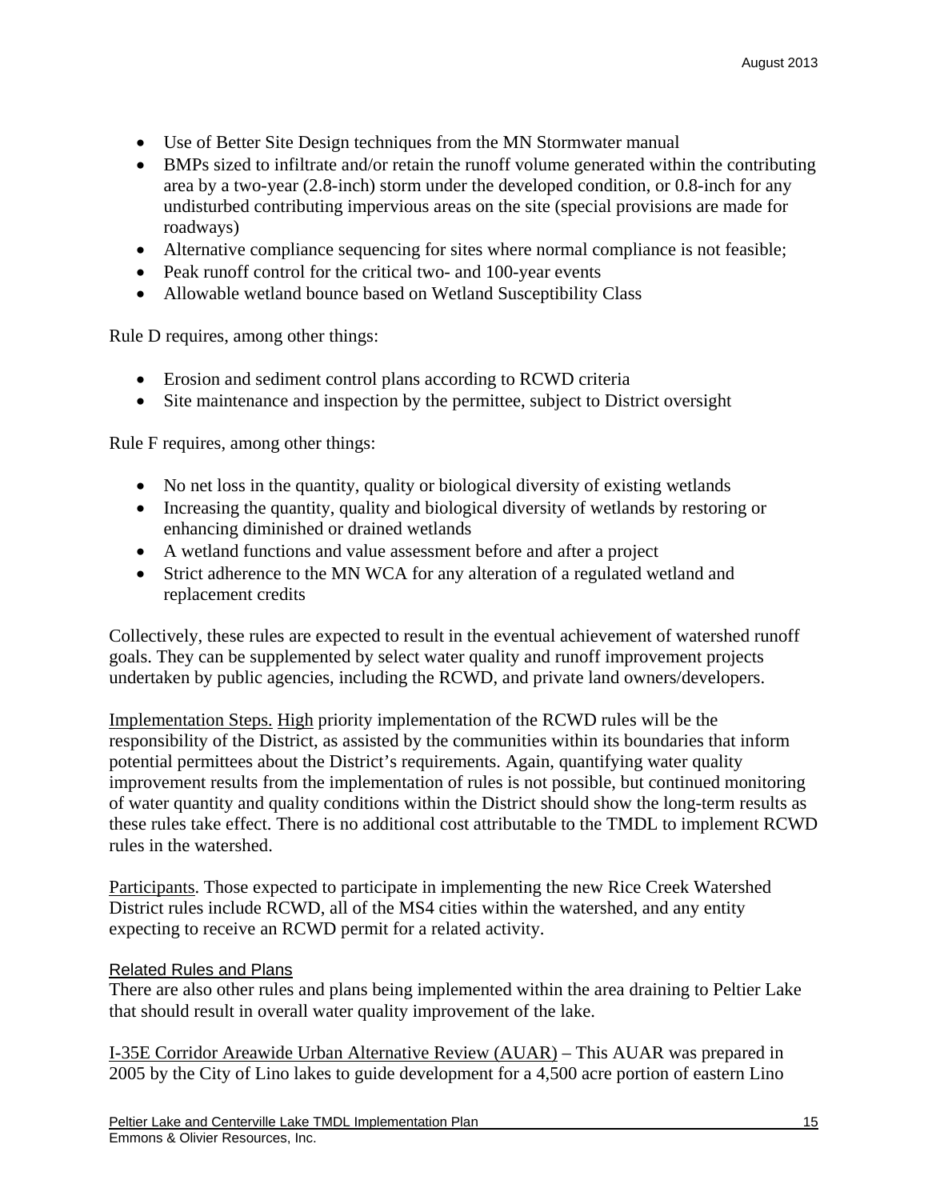- Use of Better Site Design techniques from the MN Stormwater manual
- BMPs sized to infiltrate and/or retain the runoff volume generated within the contributing area by a two-year (2.8-inch) storm under the developed condition, or 0.8-inch for any undisturbed contributing impervious areas on the site (special provisions are made for roadways)
- Alternative compliance sequencing for sites where normal compliance is not feasible;
- Peak runoff control for the critical two- and 100-year events
- Allowable wetland bounce based on Wetland Susceptibility Class

Rule D requires, among other things:

- Erosion and sediment control plans according to RCWD criteria
- Site maintenance and inspection by the permittee, subject to District oversight

Rule F requires, among other things:

- No net loss in the quantity, quality or biological diversity of existing wetlands
- Increasing the quantity, quality and biological diversity of wetlands by restoring or enhancing diminished or drained wetlands
- A wetland functions and value assessment before and after a project
- Strict adherence to the MN WCA for any alteration of a regulated wetland and replacement credits

Collectively, these rules are expected to result in the eventual achievement of watershed runoff goals. They can be supplemented by select water quality and runoff improvement projects undertaken by public agencies, including the RCWD, and private land owners/developers.

Implementation Steps. High priority implementation of the RCWD rules will be the responsibility of the District, as assisted by the communities within its boundaries that inform potential permittees about the District's requirements. Again, quantifying water quality improvement results from the implementation of rules is not possible, but continued monitoring of water quantity and quality conditions within the District should show the long-term results as these rules take effect. There is no additional cost attributable to the TMDL to implement RCWD rules in the watershed.

Participants. Those expected to participate in implementing the new Rice Creek Watershed District rules include RCWD, all of the MS4 cities within the watershed, and any entity expecting to receive an RCWD permit for a related activity.

### Related Rules and Plans

There are also other rules and plans being implemented within the area draining to Peltier Lake that should result in overall water quality improvement of the lake.

I-35E Corridor Areawide Urban Alternative Review (AUAR) – This AUAR was prepared in 2005 by the City of Lino lakes to guide development for a 4,500 acre portion of eastern Lino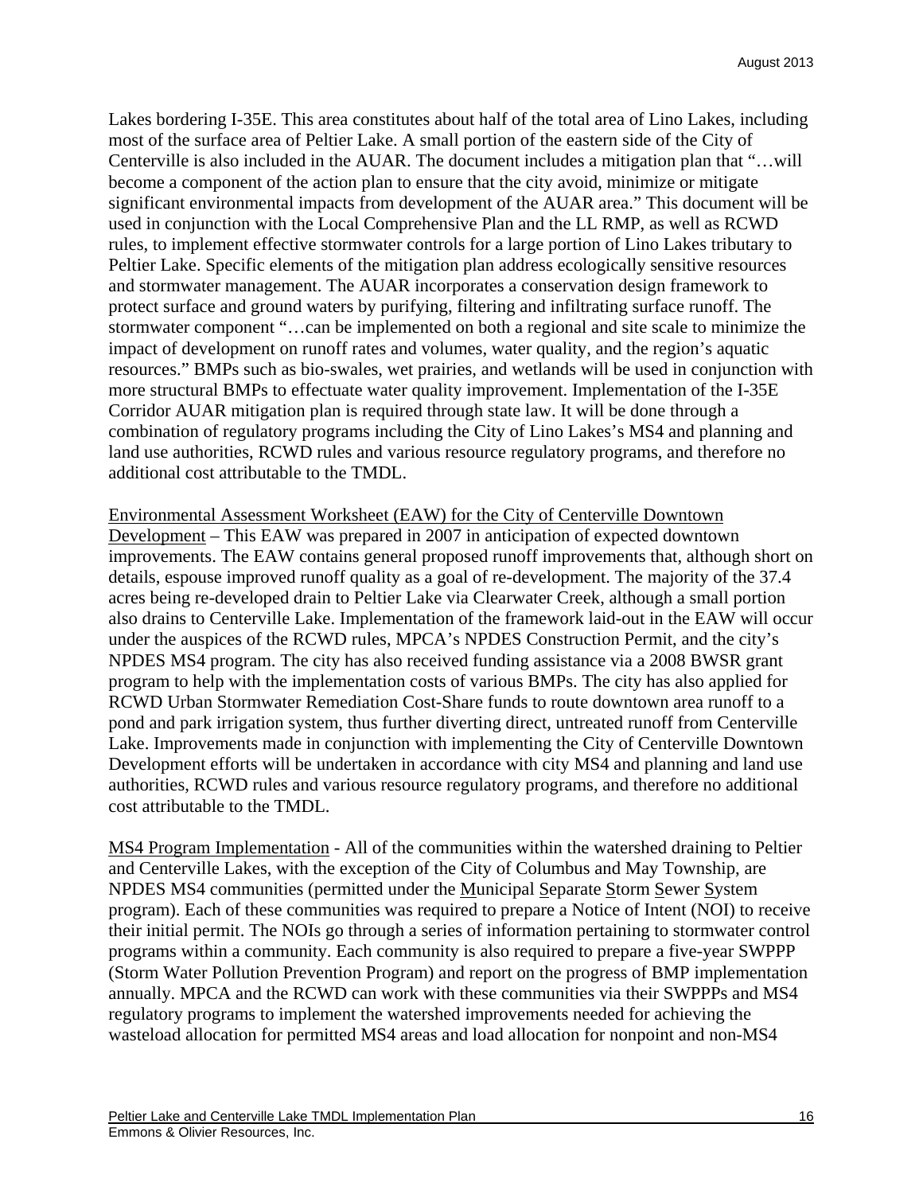Lakes bordering I-35E. This area constitutes about half of the total area of Lino Lakes, including most of the surface area of Peltier Lake. A small portion of the eastern side of the City of Centerville is also included in the AUAR. The document includes a mitigation plan that "…will become a component of the action plan to ensure that the city avoid, minimize or mitigate significant environmental impacts from development of the AUAR area." This document will be used in conjunction with the Local Comprehensive Plan and the LL RMP, as well as RCWD rules, to implement effective stormwater controls for a large portion of Lino Lakes tributary to Peltier Lake. Specific elements of the mitigation plan address ecologically sensitive resources and stormwater management. The AUAR incorporates a conservation design framework to protect surface and ground waters by purifying, filtering and infiltrating surface runoff. The stormwater component "…can be implemented on both a regional and site scale to minimize the impact of development on runoff rates and volumes, water quality, and the region's aquatic resources." BMPs such as bio-swales, wet prairies, and wetlands will be used in conjunction with more structural BMPs to effectuate water quality improvement. Implementation of the I-35E Corridor AUAR mitigation plan is required through state law. It will be done through a combination of regulatory programs including the City of Lino Lakes's MS4 and planning and land use authorities, RCWD rules and various resource regulatory programs, and therefore no additional cost attributable to the TMDL.

<u>Environmental Assessment Worksheet (EAW) for the City of Centerville Downtown Development</u> – This EAW was prepared in 2007 in anticipation of expected downtown improvements. The EAW contains general proposed runoff improvements that, although short on details, espouse improved runoff quality as a goal of re-development. The majority of the 37.4 acres being re-developed drain to Peltier Lake via Clearwater Creek, although a small portion also drains to Centerville Lake. Implementation of the framework laid-out in the EAW will occur under the auspices of the RCWD rules, MPCA's NPDES Construction Permit, and the city's NPDES MS4 program. The city has also received funding assistance via a 2008 BWSR grant program to help with the implementation costs of various BMPs. The city has also applied for RCWD Urban Stormwater Remediation Cost-Share funds to route downtown area runoff to a pond and park irrigation system, thus further diverting direct, untreated runoff from Centerville Lake. Improvements made in conjunction with implementing the City of Centerville Downtown Development efforts will be undertaken in accordance with city MS4 and planning and land use authorities, RCWD rules and various resource regulatory programs, and therefore no additional cost attributable to the TMDL.

<u>MS4 Program Implementation</u> - All of the communities within the watershed draining to Peltier and Centerville Lakes, with the exception of the City of Columbus and May Township, are NPDES MS4 communities (permitted under the <u>M</u>unicipal <u>S</u>eparate <u>S</u>torm <u>S</u>ewer <u>S</u>ystem program). Each of these communities was required to prepare a Notice of Intent (NOI) to receive their initial permit. The NOIs go through a series of information pertaining to stormwater control programs within a community. Each community is also required to prepare a five-year SWPPP (Storm Water Pollution Prevention Program) and report on the progress of BMP implementation annually. MPCA and the RCWD can work with these communities via their SWPPPs and MS4 regulatory programs to implement the watershed improvements needed for achieving the wasteload allocation for permitted MS4 areas and load allocation for nonpoint and non-MS4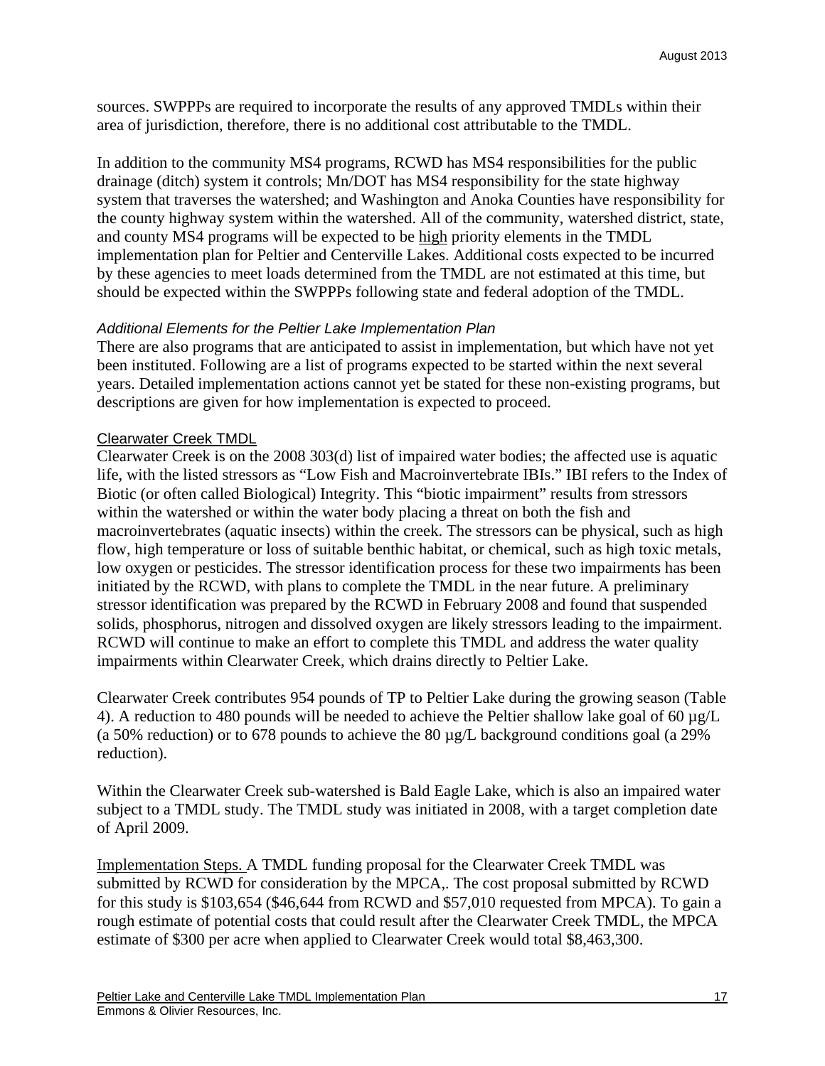sources. SWPPPs are required to incorporate the results of any approved TMDLs within their area of jurisdiction, therefore, there is no additional cost attributable to the TMDL.

In addition to the community MS4 programs, RCWD has MS4 responsibilities for the public drainage (ditch) system it controls; Mn/DOT has MS4 responsibility for the state highway system that traverses the watershed; and Washington and Anoka Counties have responsibility for the county highway system within the watershed. All of the community, watershed district, state, and county MS4 programs will be expected to be high priority elements in the TMDL implementation plan for Peltier and Centerville Lakes. Additional costs expected to be incurred by these agencies to meet loads determined from the TMDL are not estimated at this time, but should be expected within the SWPPPs following state and federal adoption of the TMDL.

#### *Additional Elements for the Peltier Lake Implementation Plan*

There are also programs that are anticipated to assist in implementation, but which have not yet been instituted. Following are a list of programs expected to be started within the next several years. Detailed implementation actions cannot yet be stated for these non-existing programs, but descriptions are given for how implementation is expected to proceed.

##### Clearwater Creek TMDL

Clearwater Creek is on the 2008 303(d) list of impaired water bodies; the affected use is aquatic life, with the listed stressors as "Low Fish and Macroinvertebrate IBIs." IBI refers to the Index of Biotic (or often called Biological) Integrity. This "biotic impairment" results from stressors within the watershed or within the water body placing a threat on both the fish and macroinvertebrates (aquatic insects) within the creek. The stressors can be physical, such as high flow, high temperature or loss of suitable benthic habitat, or chemical, such as high toxic metals, low oxygen or pesticides. The stressor identification process for these two impairments has been initiated by the RCWD, with plans to complete the TMDL in the near future. A preliminary stressor identification was prepared by the RCWD in February 2008 and found that suspended solids, phosphorus, nitrogen and dissolved oxygen are likely stressors leading to the impairment. RCWD will continue to make an effort to complete this TMDL and address the water quality impairments within Clearwater Creek, which drains directly to Peltier Lake.

Clearwater Creek contributes 954 pounds of TP to Peltier Lake during the growing season (Table 4). A reduction to 480 pounds will be needed to achieve the Peltier shallow lake goal of 60 µg/L (a 50% reduction) or to 678 pounds to achieve the 80 µg/L background conditions goal (a 29% reduction).

Within the Clearwater Creek sub-watershed is Bald Eagle Lake, which is also an impaired water subject to a TMDL study. The TMDL study was initiated in 2008, with a target completion date of April 2009.

Implementation Steps. A TMDL funding proposal for the Clearwater Creek TMDL was submitted by RCWD for consideration by the MPCA,. The cost proposal submitted by RCWD for this study is $103,654 ($46,644 from RCWD and $57,010 requested from MPCA). To gain a rough estimate of potential costs that could result after the Clearwater Creek TMDL, the MPCA estimate of $300 per acre when applied to Clearwater Creek would total $8,463,300.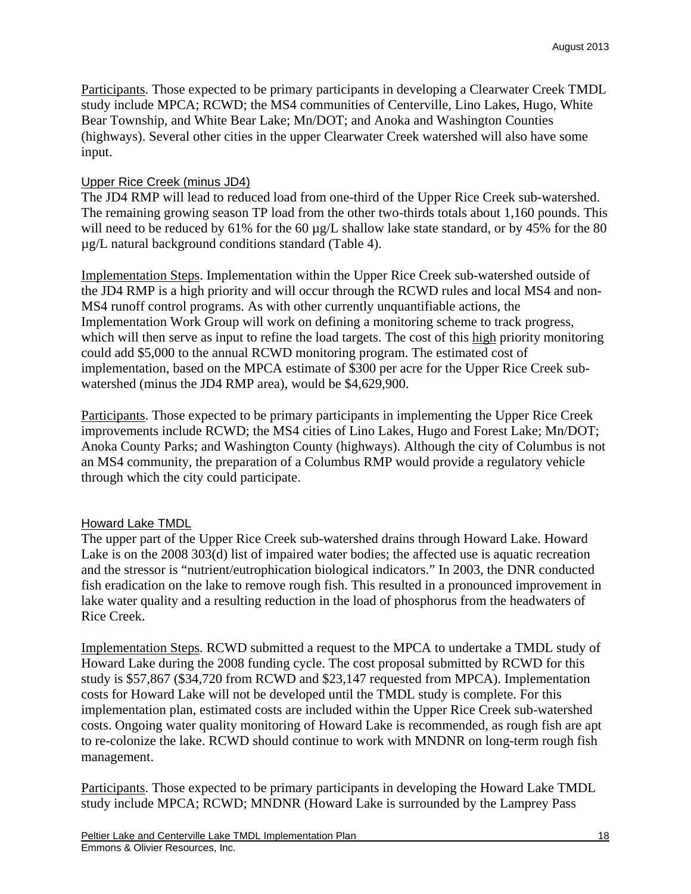Participants. Those expected to be primary participants in developing a Clearwater Creek TMDL study include MPCA; RCWD; the MS4 communities of Centerville, Lino Lakes, Hugo, White Bear Township, and White Bear Lake; Mn/DOT; and Anoka and Washington Counties (highways). Several other cities in the upper Clearwater Creek watershed will also have some input.

### Upper Rice Creek (minus JD4)

The JD4 RMP will lead to reduced load from one-third of the Upper Rice Creek sub-watershed. The remaining growing season TP load from the other two-thirds totals about 1,160 pounds. This will need to be reduced by 61% for the 60 µg/L shallow lake state standard, or by 45% for the 80 µg/L natural background conditions standard (Table 4).

Implementation Steps. Implementation within the Upper Rice Creek sub-watershed outside of the JD4 RMP is a high priority and will occur through the RCWD rules and local MS4 and non-MS4 runoff control programs. As with other currently unquantifiable actions, the Implementation Work Group will work on defining a monitoring scheme to track progress, which will then serve as input to refine the load targets. The cost of this high priority monitoring could add $5,000 to the annual RCWD monitoring program. The estimated cost of implementation, based on the MPCA estimate of $300 per acre for the Upper Rice Creek sub-watershed (minus the JD4 RMP area), would be $4,629,900.

Participants. Those expected to be primary participants in implementing the Upper Rice Creek improvements include RCWD; the MS4 cities of Lino Lakes, Hugo and Forest Lake; Mn/DOT; Anoka County Parks; and Washington County (highways). Although the city of Columbus is not an MS4 community, the preparation of a Columbus RMP would provide a regulatory vehicle through which the city could participate.

### Howard Lake TMDL

The upper part of the Upper Rice Creek sub-watershed drains through Howard Lake. Howard Lake is on the 2008 303(d) list of impaired water bodies; the affected use is aquatic recreation and the stressor is "nutrient/eutrophication biological indicators." In 2003, the DNR conducted fish eradication on the lake to remove rough fish. This resulted in a pronounced improvement in lake water quality and a resulting reduction in the load of phosphorus from the headwaters of Rice Creek.

Implementation Steps. RCWD submitted a request to the MPCA to undertake a TMDL study of Howard Lake during the 2008 funding cycle. The cost proposal submitted by RCWD for this study is $57,867 ($34,720 from RCWD and $23,147 requested from MPCA). Implementation costs for Howard Lake will not be developed until the TMDL study is complete. For this implementation plan, estimated costs are included within the Upper Rice Creek sub-watershed costs. Ongoing water quality monitoring of Howard Lake is recommended, as rough fish are apt to re-colonize the lake. RCWD should continue to work with MNDNR on long-term rough fish management.

Participants. Those expected to be primary participants in developing the Howard Lake TMDL study include MPCA; RCWD; MNDNR (Howard Lake is surrounded by the Lamprey Pass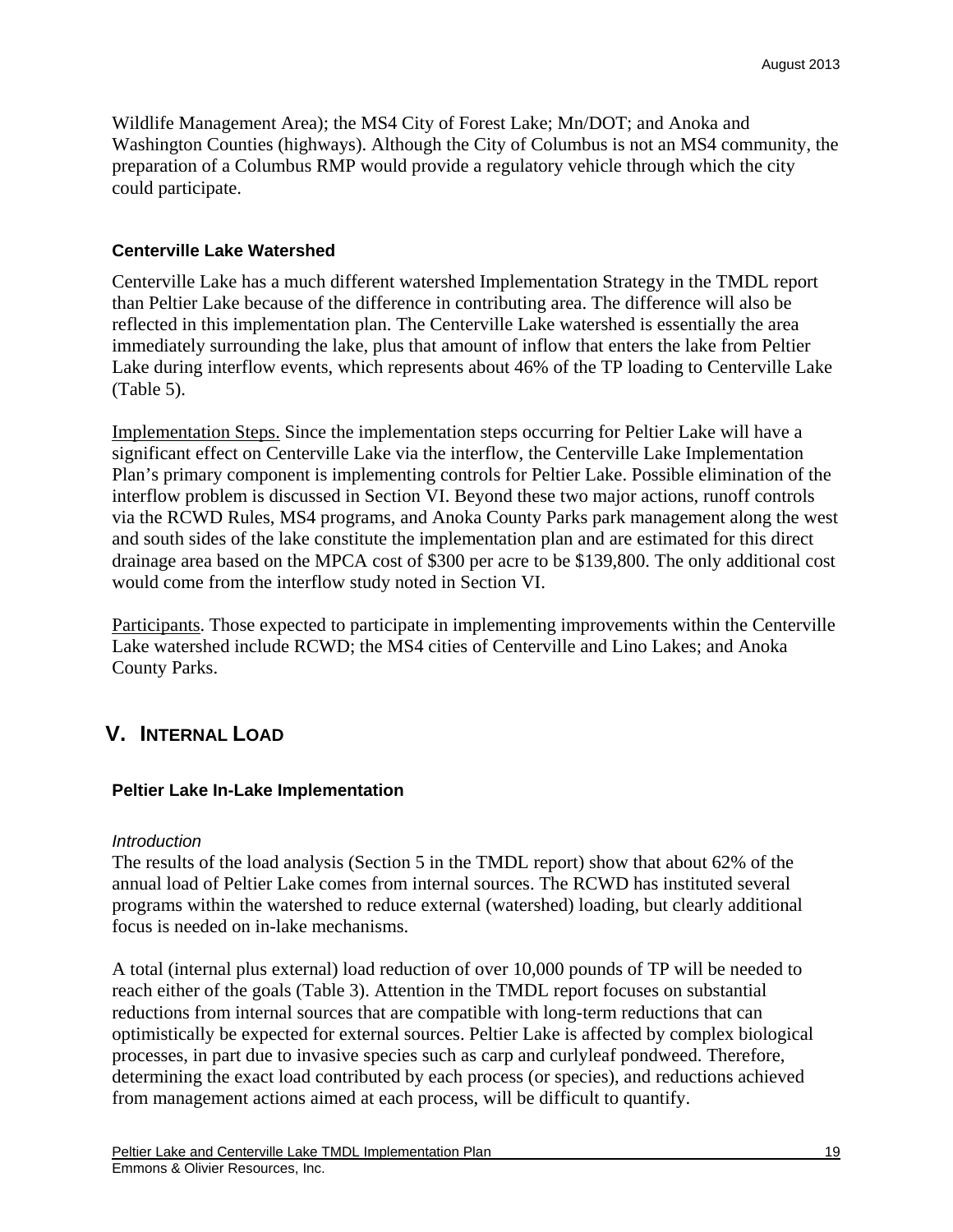Wildlife Management Area); the MS4 City of Forest Lake; Mn/DOT; and Anoka and Washington Counties (highways). Although the City of Columbus is not an MS4 community, the preparation of a Columbus RMP would provide a regulatory vehicle through which the city could participate.

### Centerville Lake Watershed

Centerville Lake has a much different watershed Implementation Strategy in the TMDL report than Peltier Lake because of the difference in contributing area. The difference will also be reflected in this implementation plan. The Centerville Lake watershed is essentially the area immediately surrounding the lake, plus that amount of inflow that enters the lake from Peltier Lake during interflow events, which represents about 46% of the TP loading to Centerville Lake (Table 5).

<u>Implementation Steps.</u> Since the implementation steps occurring for Peltier Lake will have a significant effect on Centerville Lake via the interflow, the Centerville Lake Implementation Plan's primary component is implementing controls for Peltier Lake. Possible elimination of the interflow problem is discussed in Section VI. Beyond these two major actions, runoff controls via the RCWD Rules, MS4 programs, and Anoka County Parks park management along the west and south sides of the lake constitute the implementation plan and are estimated for this direct drainage area based on the MPCA cost of $300 per acre to be $139,800. The only additional cost would come from the interflow study noted in Section VI.

<u>Participants</u>. Those expected to participate in implementing improvements within the Centerville Lake watershed include RCWD; the MS4 cities of Centerville and Lino Lakes; and Anoka County Parks.

## V. Internal Load

### Peltier Lake In-Lake Implementation

*Introduction*

The results of the load analysis (Section 5 in the TMDL report) show that about 62% of the annual load of Peltier Lake comes from internal sources. The RCWD has instituted several programs within the watershed to reduce external (watershed) loading, but clearly additional focus is needed on in-lake mechanisms.

A total (internal plus external) load reduction of over 10,000 pounds of TP will be needed to reach either of the goals (Table 3). Attention in the TMDL report focuses on substantial reductions from internal sources that are compatible with long-term reductions that can optimistically be expected for external sources. Peltier Lake is affected by complex biological processes, in part due to invasive species such as carp and curlyleaf pondweed. Therefore, determining the exact load contributed by each process (or species), and reductions achieved from management actions aimed at each process, will be difficult to quantify.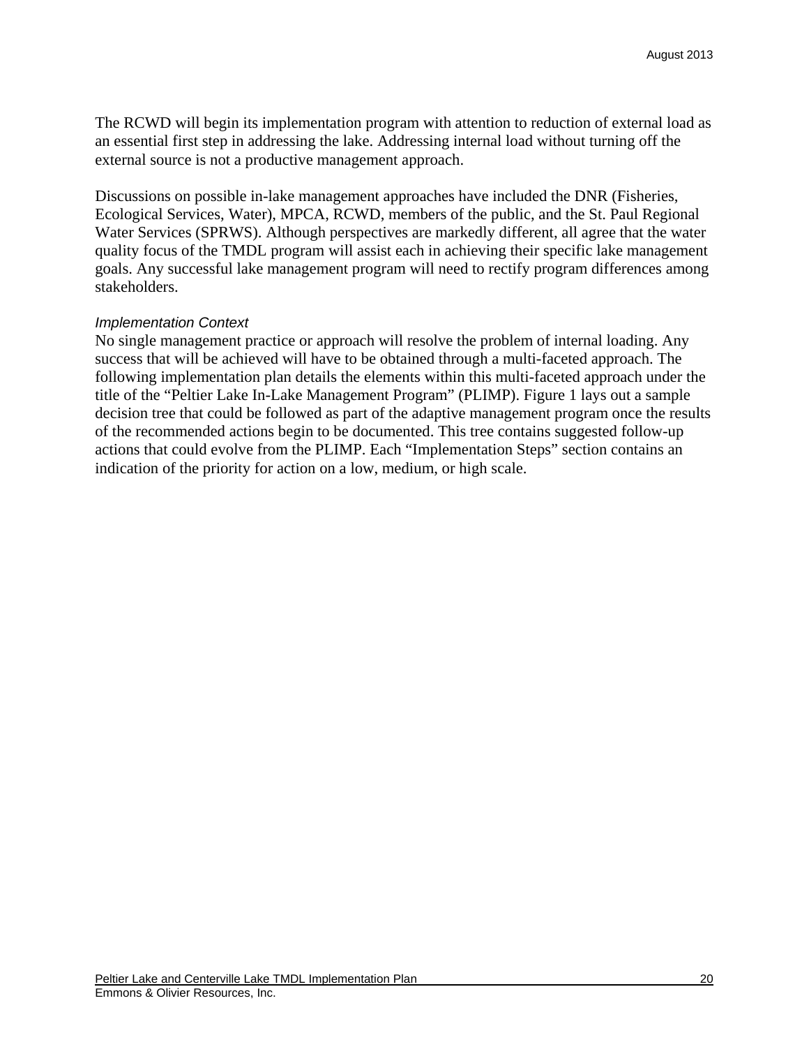The RCWD will begin its implementation program with attention to reduction of external load as an essential first step in addressing the lake. Addressing internal load without turning off the external source is not a productive management approach.

Discussions on possible in-lake management approaches have included the DNR (Fisheries, Ecological Services, Water), MPCA, RCWD, members of the public, and the St. Paul Regional Water Services (SPRWS). Although perspectives are markedly different, all agree that the water quality focus of the TMDL program will assist each in achieving their specific lake management goals. Any successful lake management program will need to rectify program differences among stakeholders.

*Implementation Context*

No single management practice or approach will resolve the problem of internal loading. Any success that will be achieved will have to be obtained through a multi-faceted approach. The following implementation plan details the elements within this multi-faceted approach under the title of the "Peltier Lake In-Lake Management Program" (PLIMP). Figure 1 lays out a sample decision tree that could be followed as part of the adaptive management program once the results of the recommended actions begin to be documented. This tree contains suggested follow-up actions that could evolve from the PLIMP. Each "Implementation Steps" section contains an indication of the priority for action on a low, medium, or high scale.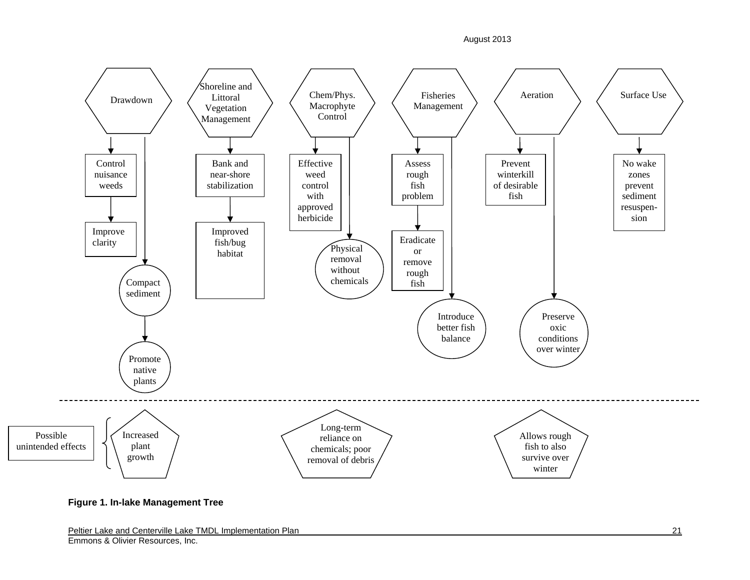Drawdown

- Control nuisance weeds
  - Improve clarity
- Compact sediment
  - Promote native plants

Shoreline and Littoral Vegetation Management

- Bank and near-shore stabilization
  - Improved fish/bug habitat

Chem/Phys. Macrophyte Control

- Effective weed control with approved herbicide
- Physical removal without chemicals

Fisheries Management

- Assess rough fish problem
  - Eradicate or remove rough fish
- Introduce better fish balance

Aeration

- Prevent winterkill of desirable fish
- Preserve oxic conditions over winter

Surface Use

- No wake zones prevent sediment resuspension

Possible unintended effects

- Increased plant growth
- Long-term reliance on chemicals; poor removal of debris
- Allows rough fish to also survive over winter

**Figure 1. In-lake Management Tree**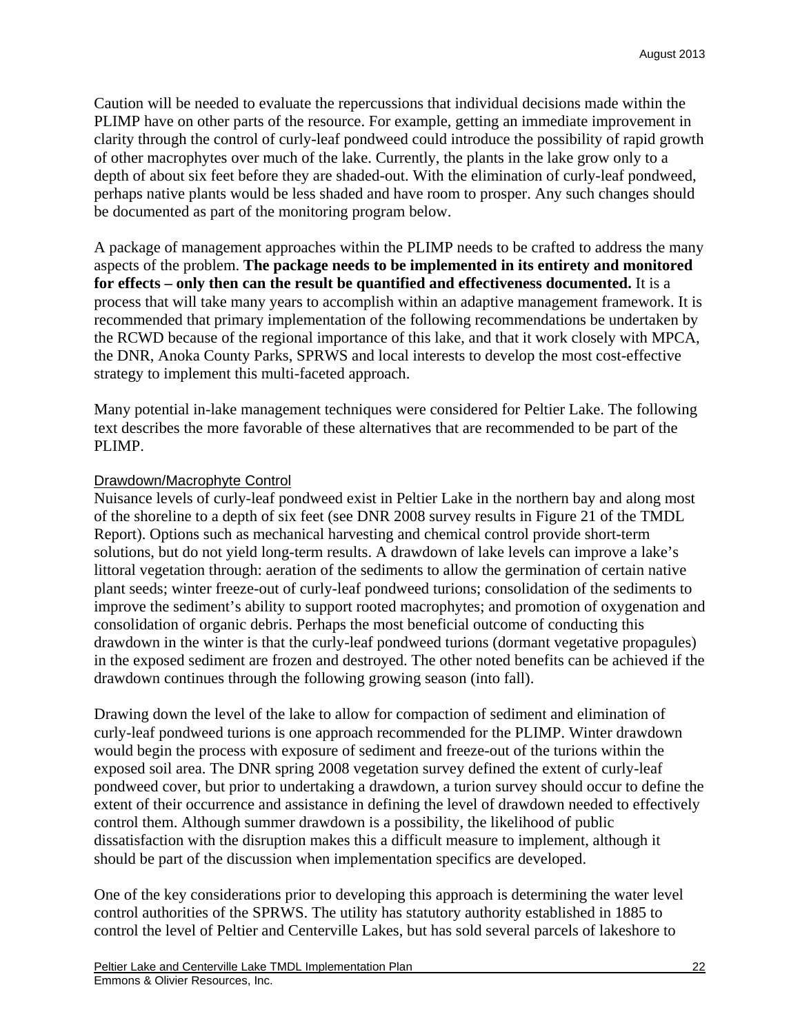Caution will be needed to evaluate the repercussions that individual decisions made within the PLIMP have on other parts of the resource. For example, getting an immediate improvement in clarity through the control of curly-leaf pondweed could introduce the possibility of rapid growth of other macrophytes over much of the lake. Currently, the plants in the lake grow only to a depth of about six feet before they are shaded-out. With the elimination of curly-leaf pondweed, perhaps native plants would be less shaded and have room to prosper. Any such changes should be documented as part of the monitoring program below.

A package of management approaches within the PLIMP needs to be crafted to address the many aspects of the problem. **The package needs to be implemented in its entirety and monitored for effects – only then can the result be quantified and effectiveness documented.** It is a process that will take many years to accomplish within an adaptive management framework. It is recommended that primary implementation of the following recommendations be undertaken by the RCWD because of the regional importance of this lake, and that it work closely with MPCA, the DNR, Anoka County Parks, SPRWS and local interests to develop the most cost-effective strategy to implement this multi-faceted approach.

Many potential in-lake management techniques were considered for Peltier Lake. The following text describes the more favorable of these alternatives that are recommended to be part of the PLIMP.

<u>Drawdown/Macrophyte Control</u>

Nuisance levels of curly-leaf pondweed exist in Peltier Lake in the northern bay and along most of the shoreline to a depth of six feet (see DNR 2008 survey results in Figure 21 of the TMDL Report). Options such as mechanical harvesting and chemical control provide short-term solutions, but do not yield long-term results. A drawdown of lake levels can improve a lake's littoral vegetation through: aeration of the sediments to allow the germination of certain native plant seeds; winter freeze-out of curly-leaf pondweed turions; consolidation of the sediments to improve the sediment's ability to support rooted macrophytes; and promotion of oxygenation and consolidation of organic debris. Perhaps the most beneficial outcome of conducting this drawdown in the winter is that the curly-leaf pondweed turions (dormant vegetative propagules) in the exposed sediment are frozen and destroyed. The other noted benefits can be achieved if the drawdown continues through the following growing season (into fall).

Drawing down the level of the lake to allow for compaction of sediment and elimination of curly-leaf pondweed turions is one approach recommended for the PLIMP. Winter drawdown would begin the process with exposure of sediment and freeze-out of the turions within the exposed soil area. The DNR spring 2008 vegetation survey defined the extent of curly-leaf pondweed cover, but prior to undertaking a drawdown, a turion survey should occur to define the extent of their occurrence and assistance in defining the level of drawdown needed to effectively control them. Although summer drawdown is a possibility, the likelihood of public dissatisfaction with the disruption makes this a difficult measure to implement, although it should be part of the discussion when implementation specifics are developed.

One of the key considerations prior to developing this approach is determining the water level control authorities of the SPRWS. The utility has statutory authority established in 1885 to control the level of Peltier and Centerville Lakes, but has sold several parcels of lakeshore to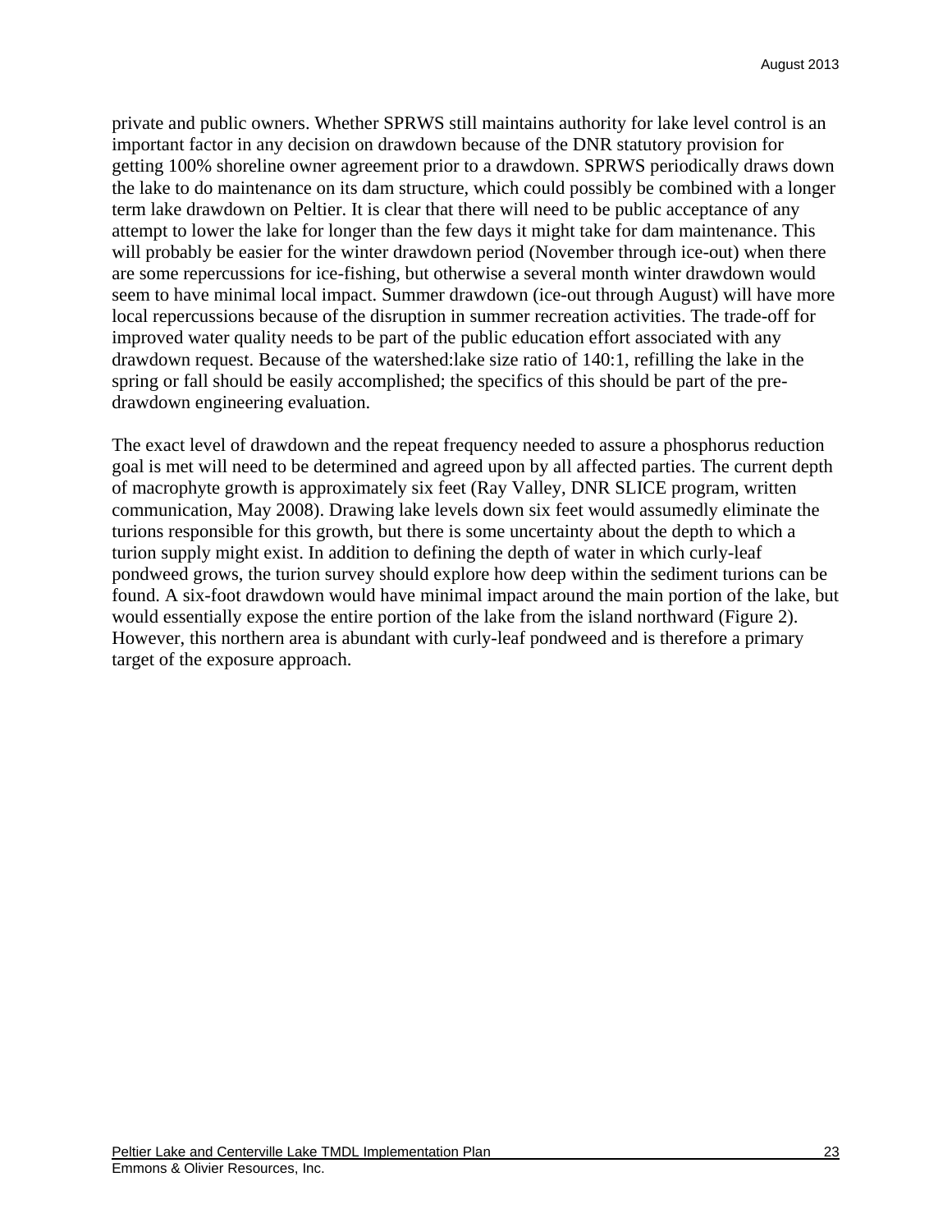private and public owners. Whether SPRWS still maintains authority for lake level control is an important factor in any decision on drawdown because of the DNR statutory provision for getting 100% shoreline owner agreement prior to a drawdown. SPRWS periodically draws down the lake to do maintenance on its dam structure, which could possibly be combined with a longer term lake drawdown on Peltier. It is clear that there will need to be public acceptance of any attempt to lower the lake for longer than the few days it might take for dam maintenance. This will probably be easier for the winter drawdown period (November through ice-out) when there are some repercussions for ice-fishing, but otherwise a several month winter drawdown would seem to have minimal local impact. Summer drawdown (ice-out through August) will have more local repercussions because of the disruption in summer recreation activities. The trade-off for improved water quality needs to be part of the public education effort associated with any drawdown request. Because of the watershed:lake size ratio of 140:1, refilling the lake in the spring or fall should be easily accomplished; the specifics of this should be part of the pre-drawdown engineering evaluation.

The exact level of drawdown and the repeat frequency needed to assure a phosphorus reduction goal is met will need to be determined and agreed upon by all affected parties. The current depth of macrophyte growth is approximately six feet (Ray Valley, DNR SLICE program, written communication, May 2008). Drawing lake levels down six feet would assumedly eliminate the turions responsible for this growth, but there is some uncertainty about the depth to which a turion supply might exist. In addition to defining the depth of water in which curly-leaf pondweed grows, the turion survey should explore how deep within the sediment turions can be found. A six-foot drawdown would have minimal impact around the main portion of the lake, but would essentially expose the entire portion of the lake from the island northward (Figure 2). However, this northern area is abundant with curly-leaf pondweed and is therefore a primary target of the exposure approach.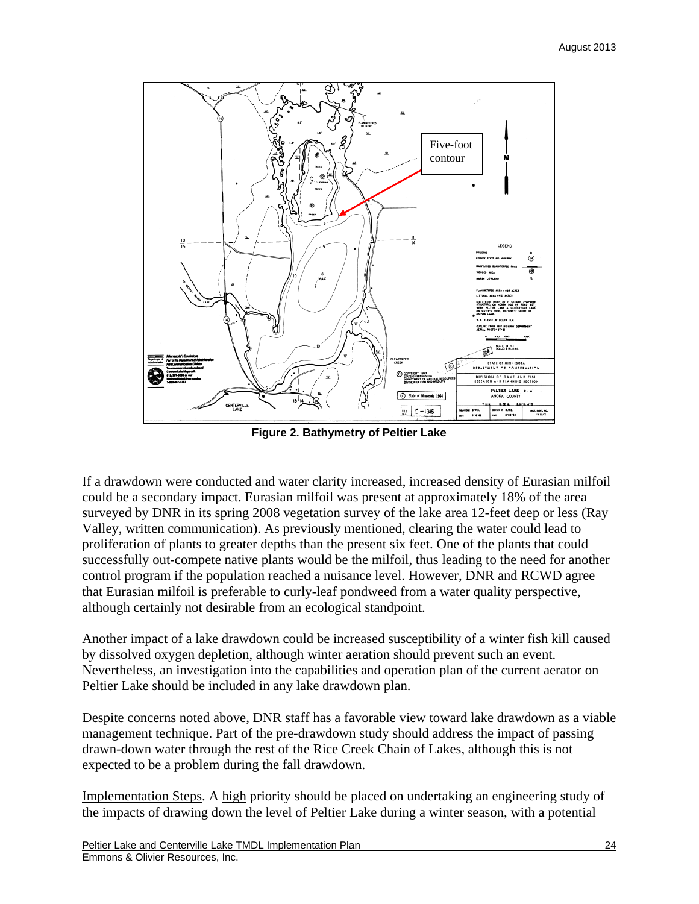Figure 2. Bathymetry of Peltier Lake

If a drawdown were conducted and water clarity increased, increased density of Eurasian milfoil could be a secondary impact. Eurasian milfoil was present at approximately 18% of the area surveyed by DNR in its spring 2008 vegetation survey of the lake area 12-feet deep or less (Ray Valley, written communication). As previously mentioned, clearing the water could lead to proliferation of plants to greater depths than the present six feet. One of the plants that could successfully out-compete native plants would be the milfoil, thus leading to the need for another control program if the population reached a nuisance level. However, DNR and RCWD agree that Eurasian milfoil is preferable to curly-leaf pondweed from a water quality perspective, although certainly not desirable from an ecological standpoint.

Another impact of a lake drawdown could be increased susceptibility of a winter fish kill caused by dissolved oxygen depletion, although winter aeration should prevent such an event. Nevertheless, an investigation into the capabilities and operation plan of the current aerator on Peltier Lake should be included in any lake drawdown plan.

Despite concerns noted above, DNR staff has a favorable view toward lake drawdown as a viable management technique. Part of the pre-drawdown study should address the impact of passing drawn-down water through the rest of the Rice Creek Chain of Lakes, although this is not expected to be a problem during the fall drawdown.

Implementation Steps. A high priority should be placed on undertaking an engineering study of the impacts of drawing down the level of Peltier Lake during a winter season, with a potential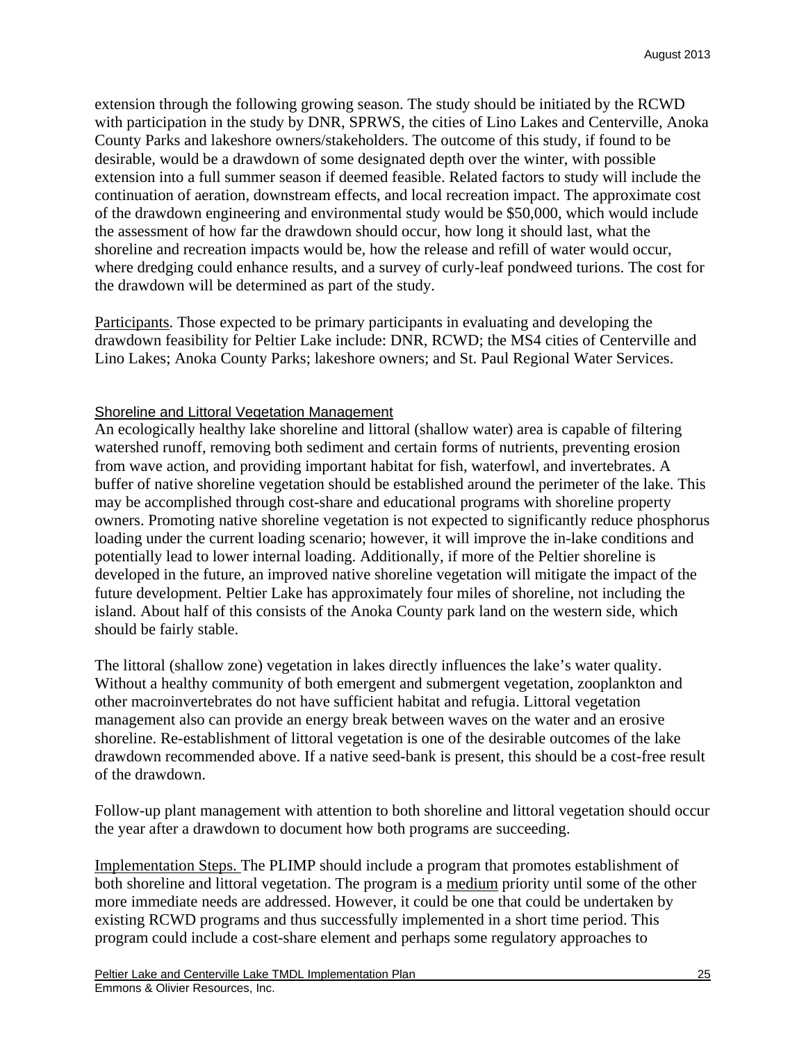extension through the following growing season. The study should be initiated by the RCWD with participation in the study by DNR, SPRWS, the cities of Lino Lakes and Centerville, Anoka County Parks and lakeshore owners/stakeholders. The outcome of this study, if found to be desirable, would be a drawdown of some designated depth over the winter, with possible extension into a full summer season if deemed feasible. Related factors to study will include the continuation of aeration, downstream effects, and local recreation impact. The approximate cost of the drawdown engineering and environmental study would be $50,000, which would include the assessment of how far the drawdown should occur, how long it should last, what the shoreline and recreation impacts would be, how the release and refill of water would occur, where dredging could enhance results, and a survey of curly-leaf pondweed turions. The cost for the drawdown will be determined as part of the study.

Participants. Those expected to be primary participants in evaluating and developing the drawdown feasibility for Peltier Lake include: DNR, RCWD; the MS4 cities of Centerville and Lino Lakes; Anoka County Parks; lakeshore owners; and St. Paul Regional Water Services.

### Shoreline and Littoral Vegetation Management

An ecologically healthy lake shoreline and littoral (shallow water) area is capable of filtering watershed runoff, removing both sediment and certain forms of nutrients, preventing erosion from wave action, and providing important habitat for fish, waterfowl, and invertebrates. A buffer of native shoreline vegetation should be established around the perimeter of the lake. This may be accomplished through cost-share and educational programs with shoreline property owners. Promoting native shoreline vegetation is not expected to significantly reduce phosphorus loading under the current loading scenario; however, it will improve the in-lake conditions and potentially lead to lower internal loading. Additionally, if more of the Peltier shoreline is developed in the future, an improved native shoreline vegetation will mitigate the impact of the future development. Peltier Lake has approximately four miles of shoreline, not including the island. About half of this consists of the Anoka County park land on the western side, which should be fairly stable.

The littoral (shallow zone) vegetation in lakes directly influences the lake's water quality. Without a healthy community of both emergent and submergent vegetation, zooplankton and other macroinvertebrates do not have sufficient habitat and refugia. Littoral vegetation management also can provide an energy break between waves on the water and an erosive shoreline. Re-establishment of littoral vegetation is one of the desirable outcomes of the lake drawdown recommended above. If a native seed-bank is present, this should be a cost-free result of the drawdown.

Follow-up plant management with attention to both shoreline and littoral vegetation should occur the year after a drawdown to document how both programs are succeeding.

Implementation Steps. The PLIMP should include a program that promotes establishment of both shoreline and littoral vegetation. The program is a medium priority until some of the other more immediate needs are addressed. However, it could be one that could be undertaken by existing RCWD programs and thus successfully implemented in a short time period. This program could include a cost-share element and perhaps some regulatory approaches to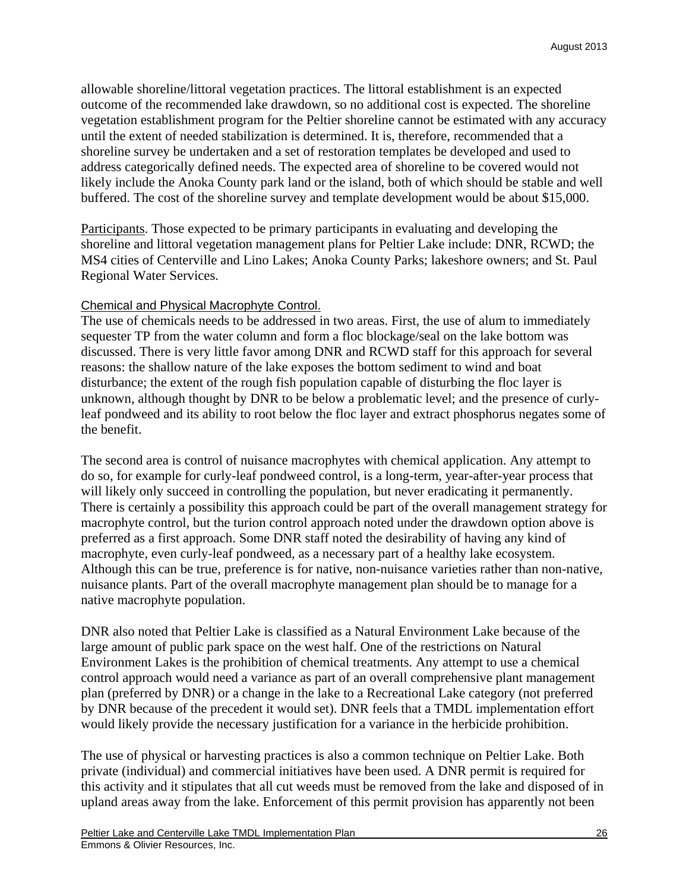allowable shoreline/littoral vegetation practices. The littoral establishment is an expected outcome of the recommended lake drawdown, so no additional cost is expected. The shoreline vegetation establishment program for the Peltier shoreline cannot be estimated with any accuracy until the extent of needed stabilization is determined. It is, therefore, recommended that a shoreline survey be undertaken and a set of restoration templates be developed and used to address categorically defined needs. The expected area of shoreline to be covered would not likely include the Anoka County park land or the island, both of which should be stable and well buffered. The cost of the shoreline survey and template development would be about $15,000.

Participants. Those expected to be primary participants in evaluating and developing the shoreline and littoral vegetation management plans for Peltier Lake include: DNR, RCWD; the MS4 cities of Centerville and Lino Lakes; Anoka County Parks; lakeshore owners; and St. Paul Regional Water Services.

Chemical and Physical Macrophyte Control.

The use of chemicals needs to be addressed in two areas. First, the use of alum to immediately sequester TP from the water column and form a floc blockage/seal on the lake bottom was discussed. There is very little favor among DNR and RCWD staff for this approach for several reasons: the shallow nature of the lake exposes the bottom sediment to wind and boat disturbance; the extent of the rough fish population capable of disturbing the floc layer is unknown, although thought by DNR to be below a problematic level; and the presence of curly-leaf pondweed and its ability to root below the floc layer and extract phosphorus negates some of the benefit.

The second area is control of nuisance macrophytes with chemical application. Any attempt to do so, for example for curly-leaf pondweed control, is a long-term, year-after-year process that will likely only succeed in controlling the population, but never eradicating it permanently. There is certainly a possibility this approach could be part of the overall management strategy for macrophyte control, but the turion control approach noted under the drawdown option above is preferred as a first approach. Some DNR staff noted the desirability of having any kind of macrophyte, even curly-leaf pondweed, as a necessary part of a healthy lake ecosystem. Although this can be true, preference is for native, non-nuisance varieties rather than non-native, nuisance plants. Part of the overall macrophyte management plan should be to manage for a native macrophyte population.

DNR also noted that Peltier Lake is classified as a Natural Environment Lake because of the large amount of public park space on the west half. One of the restrictions on Natural Environment Lakes is the prohibition of chemical treatments. Any attempt to use a chemical control approach would need a variance as part of an overall comprehensive plant management plan (preferred by DNR) or a change in the lake to a Recreational Lake category (not preferred by DNR because of the precedent it would set). DNR feels that a TMDL implementation effort would likely provide the necessary justification for a variance in the herbicide prohibition.

The use of physical or harvesting practices is also a common technique on Peltier Lake. Both private (individual) and commercial initiatives have been used. A DNR permit is required for this activity and it stipulates that all cut weeds must be removed from the lake and disposed of in upland areas away from the lake. Enforcement of this permit provision has apparently not been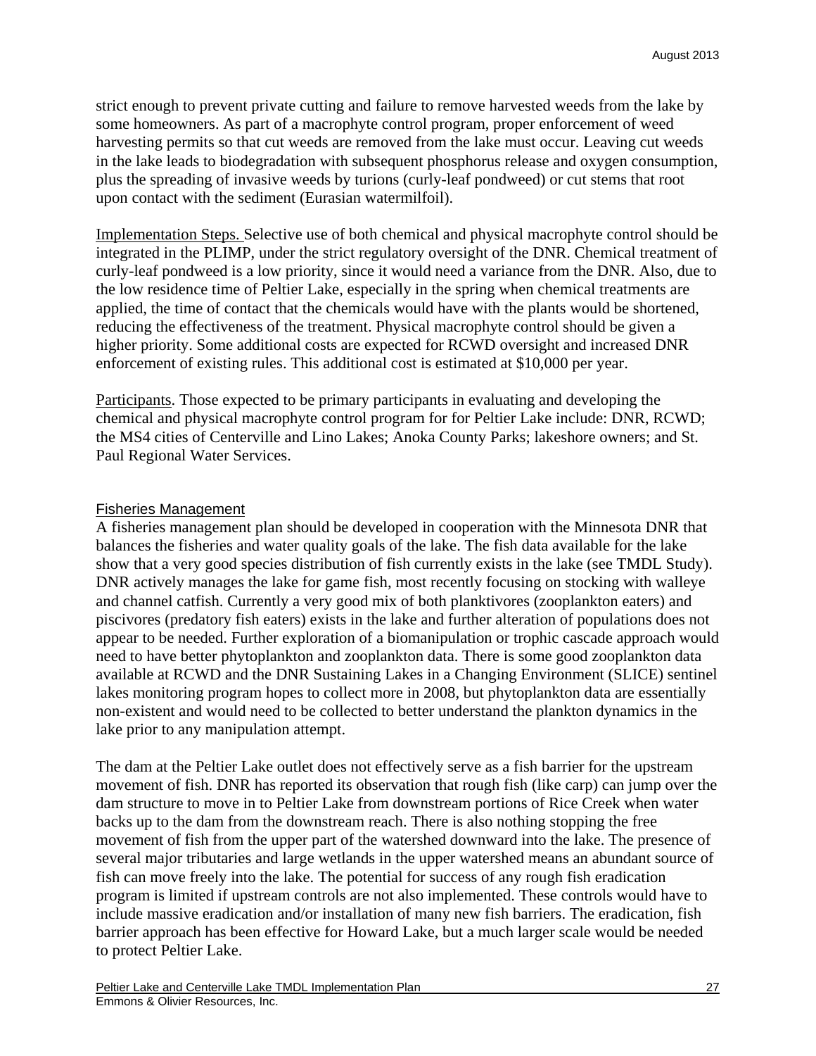strict enough to prevent private cutting and failure to remove harvested weeds from the lake by some homeowners. As part of a macrophyte control program, proper enforcement of weed harvesting permits so that cut weeds are removed from the lake must occur. Leaving cut weeds in the lake leads to biodegradation with subsequent phosphorus release and oxygen consumption, plus the spreading of invasive weeds by turions (curly-leaf pondweed) or cut stems that root upon contact with the sediment (Eurasian watermilfoil).

Implementation Steps. Selective use of both chemical and physical macrophyte control should be integrated in the PLIMP, under the strict regulatory oversight of the DNR. Chemical treatment of curly-leaf pondweed is a low priority, since it would need a variance from the DNR. Also, due to the low residence time of Peltier Lake, especially in the spring when chemical treatments are applied, the time of contact that the chemicals would have with the plants would be shortened, reducing the effectiveness of the treatment. Physical macrophyte control should be given a higher priority. Some additional costs are expected for RCWD oversight and increased DNR enforcement of existing rules. This additional cost is estimated at $10,000 per year.

Participants. Those expected to be primary participants in evaluating and developing the chemical and physical macrophyte control program for for Peltier Lake include: DNR, RCWD; the MS4 cities of Centerville and Lino Lakes; Anoka County Parks; lakeshore owners; and St. Paul Regional Water Services.

### Fisheries Management

A fisheries management plan should be developed in cooperation with the Minnesota DNR that balances the fisheries and water quality goals of the lake. The fish data available for the lake show that a very good species distribution of fish currently exists in the lake (see TMDL Study). DNR actively manages the lake for game fish, most recently focusing on stocking with walleye and channel catfish. Currently a very good mix of both planktivores (zooplankton eaters) and piscivores (predatory fish eaters) exists in the lake and further alteration of populations does not appear to be needed. Further exploration of a biomanipulation or trophic cascade approach would need to have better phytoplankton and zooplankton data. There is some good zooplankton data available at RCWD and the DNR Sustaining Lakes in a Changing Environment (SLICE) sentinel lakes monitoring program hopes to collect more in 2008, but phytoplankton data are essentially non-existent and would need to be collected to better understand the plankton dynamics in the lake prior to any manipulation attempt.

The dam at the Peltier Lake outlet does not effectively serve as a fish barrier for the upstream movement of fish. DNR has reported its observation that rough fish (like carp) can jump over the dam structure to move in to Peltier Lake from downstream portions of Rice Creek when water backs up to the dam from the downstream reach. There is also nothing stopping the free movement of fish from the upper part of the watershed downward into the lake. The presence of several major tributaries and large wetlands in the upper watershed means an abundant source of fish can move freely into the lake. The potential for success of any rough fish eradication program is limited if upstream controls are not also implemented. These controls would have to include massive eradication and/or installation of many new fish barriers. The eradication, fish barrier approach has been effective for Howard Lake, but a much larger scale would be needed to protect Peltier Lake.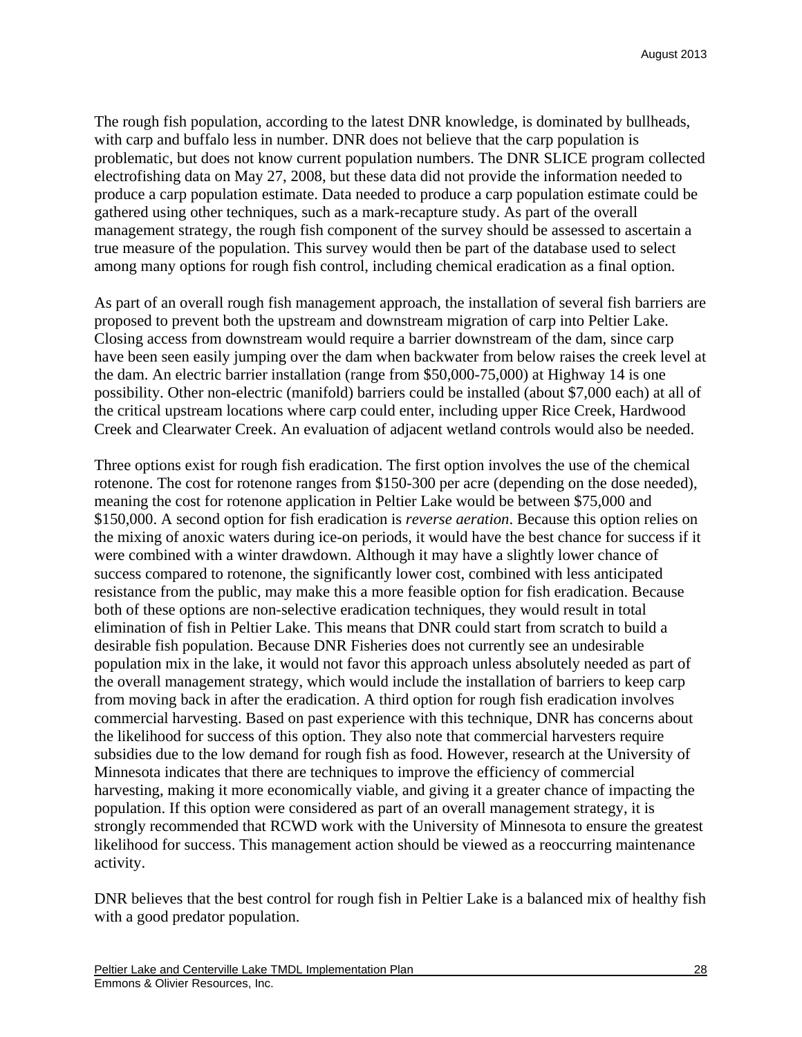The rough fish population, according to the latest DNR knowledge, is dominated by bullheads, with carp and buffalo less in number. DNR does not believe that the carp population is problematic, but does not know current population numbers. The DNR SLICE program collected electrofishing data on May 27, 2008, but these data did not provide the information needed to produce a carp population estimate. Data needed to produce a carp population estimate could be gathered using other techniques, such as a mark-recapture study. As part of the overall management strategy, the rough fish component of the survey should be assessed to ascertain a true measure of the population. This survey would then be part of the database used to select among many options for rough fish control, including chemical eradication as a final option.

As part of an overall rough fish management approach, the installation of several fish barriers are proposed to prevent both the upstream and downstream migration of carp into Peltier Lake. Closing access from downstream would require a barrier downstream of the dam, since carp have been seen easily jumping over the dam when backwater from below raises the creek level at the dam. An electric barrier installation (range from $50,000-75,000) at Highway 14 is one possibility. Other non-electric (manifold) barriers could be installed (about $7,000 each) at all of the critical upstream locations where carp could enter, including upper Rice Creek, Hardwood Creek and Clearwater Creek. An evaluation of adjacent wetland controls would also be needed.

Three options exist for rough fish eradication. The first option involves the use of the chemical rotenone. The cost for rotenone ranges from $150-300 per acre (depending on the dose needed), meaning the cost for rotenone application in Peltier Lake would be between $75,000 and $150,000. A second option for fish eradication is *reverse aeration*. Because this option relies on the mixing of anoxic waters during ice-on periods, it would have the best chance for success if it were combined with a winter drawdown. Although it may have a slightly lower chance of success compared to rotenone, the significantly lower cost, combined with less anticipated resistance from the public, may make this a more feasible option for fish eradication. Because both of these options are non-selective eradication techniques, they would result in total elimination of fish in Peltier Lake. This means that DNR could start from scratch to build a desirable fish population. Because DNR Fisheries does not currently see an undesirable population mix in the lake, it would not favor this approach unless absolutely needed as part of the overall management strategy, which would include the installation of barriers to keep carp from moving back in after the eradication. A third option for rough fish eradication involves commercial harvesting. Based on past experience with this technique, DNR has concerns about the likelihood for success of this option. They also note that commercial harvesters require subsidies due to the low demand for rough fish as food. However, research at the University of Minnesota indicates that there are techniques to improve the efficiency of commercial harvesting, making it more economically viable, and giving it a greater chance of impacting the population. If this option were considered as part of an overall management strategy, it is strongly recommended that RCWD work with the University of Minnesota to ensure the greatest likelihood for success. This management action should be viewed as a reoccurring maintenance activity.

DNR believes that the best control for rough fish in Peltier Lake is a balanced mix of healthy fish with a good predator population.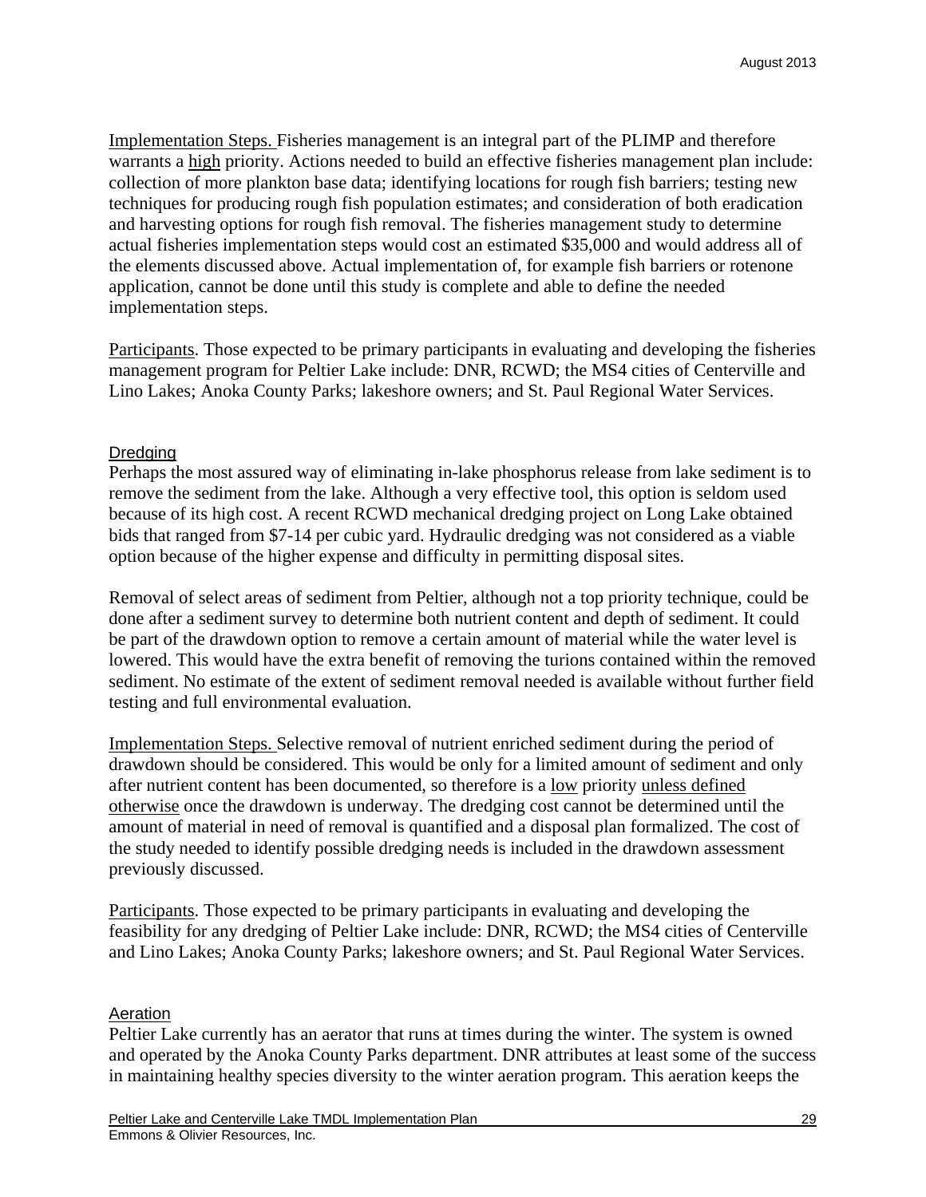Implementation Steps. Fisheries management is an integral part of the PLIMP and therefore warrants a high priority. Actions needed to build an effective fisheries management plan include: collection of more plankton base data; identifying locations for rough fish barriers; testing new techniques for producing rough fish population estimates; and consideration of both eradication and harvesting options for rough fish removal. The fisheries management study to determine actual fisheries implementation steps would cost an estimated $35,000 and would address all of the elements discussed above. Actual implementation of, for example fish barriers or rotenone application, cannot be done until this study is complete and able to define the needed implementation steps.

Participants. Those expected to be primary participants in evaluating and developing the fisheries management program for Peltier Lake include: DNR, RCWD; the MS4 cities of Centerville and Lino Lakes; Anoka County Parks; lakeshore owners; and St. Paul Regional Water Services.

### Dredging

Perhaps the most assured way of eliminating in-lake phosphorus release from lake sediment is to remove the sediment from the lake. Although a very effective tool, this option is seldom used because of its high cost. A recent RCWD mechanical dredging project on Long Lake obtained bids that ranged from $7-14 per cubic yard. Hydraulic dredging was not considered as a viable option because of the higher expense and difficulty in permitting disposal sites.

Removal of select areas of sediment from Peltier, although not a top priority technique, could be done after a sediment survey to determine both nutrient content and depth of sediment. It could be part of the drawdown option to remove a certain amount of material while the water level is lowered. This would have the extra benefit of removing the turions contained within the removed sediment. No estimate of the extent of sediment removal needed is available without further field testing and full environmental evaluation.

Implementation Steps. Selective removal of nutrient enriched sediment during the period of drawdown should be considered. This would be only for a limited amount of sediment and only after nutrient content has been documented, so therefore is a low priority unless defined otherwise once the drawdown is underway. The dredging cost cannot be determined until the amount of material in need of removal is quantified and a disposal plan formalized. The cost of the study needed to identify possible dredging needs is included in the drawdown assessment previously discussed.

Participants. Those expected to be primary participants in evaluating and developing the feasibility for any dredging of Peltier Lake include: DNR, RCWD; the MS4 cities of Centerville and Lino Lakes; Anoka County Parks; lakeshore owners; and St. Paul Regional Water Services.

### Aeration

Peltier Lake currently has an aerator that runs at times during the winter. The system is owned and operated by the Anoka County Parks department. DNR attributes at least some of the success in maintaining healthy species diversity to the winter aeration program. This aeration keeps the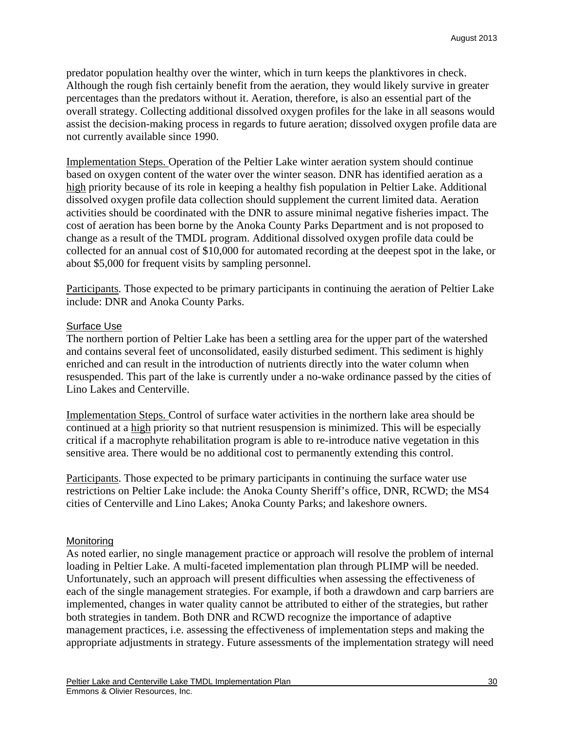predator population healthy over the winter, which in turn keeps the planktivores in check. Although the rough fish certainly benefit from the aeration, they would likely survive in greater percentages than the predators without it. Aeration, therefore, is also an essential part of the overall strategy. Collecting additional dissolved oxygen profiles for the lake in all seasons would assist the decision-making process in regards to future aeration; dissolved oxygen profile data are not currently available since 1990.

Implementation Steps. Operation of the Peltier Lake winter aeration system should continue based on oxygen content of the water over the winter season. DNR has identified aeration as a high priority because of its role in keeping a healthy fish population in Peltier Lake. Additional dissolved oxygen profile data collection should supplement the current limited data. Aeration activities should be coordinated with the DNR to assure minimal negative fisheries impact. The cost of aeration has been borne by the Anoka County Parks Department and is not proposed to change as a result of the TMDL program. Additional dissolved oxygen profile data could be collected for an annual cost of $10,000 for automated recording at the deepest spot in the lake, or about $5,000 for frequent visits by sampling personnel.

Participants. Those expected to be primary participants in continuing the aeration of Peltier Lake include: DNR and Anoka County Parks.

### Surface Use

The northern portion of Peltier Lake has been a settling area for the upper part of the watershed and contains several feet of unconsolidated, easily disturbed sediment. This sediment is highly enriched and can result in the introduction of nutrients directly into the water column when resuspended. This part of the lake is currently under a no-wake ordinance passed by the cities of Lino Lakes and Centerville.

Implementation Steps. Control of surface water activities in the northern lake area should be continued at a high priority so that nutrient resuspension is minimized. This will be especially critical if a macrophyte rehabilitation program is able to re-introduce native vegetation in this sensitive area. There would be no additional cost to permanently extending this control.

Participants. Those expected to be primary participants in continuing the surface water use restrictions on Peltier Lake include: the Anoka County Sheriff's office, DNR, RCWD; the MS4 cities of Centerville and Lino Lakes; Anoka County Parks; and lakeshore owners.

### Monitoring

As noted earlier, no single management practice or approach will resolve the problem of internal loading in Peltier Lake. A multi-faceted implementation plan through PLIMP will be needed. Unfortunately, such an approach will present difficulties when assessing the effectiveness of each of the single management strategies. For example, if both a drawdown and carp barriers are implemented, changes in water quality cannot be attributed to either of the strategies, but rather both strategies in tandem. Both DNR and RCWD recognize the importance of adaptive management practices, i.e. assessing the effectiveness of implementation steps and making the appropriate adjustments in strategy. Future assessments of the implementation strategy will need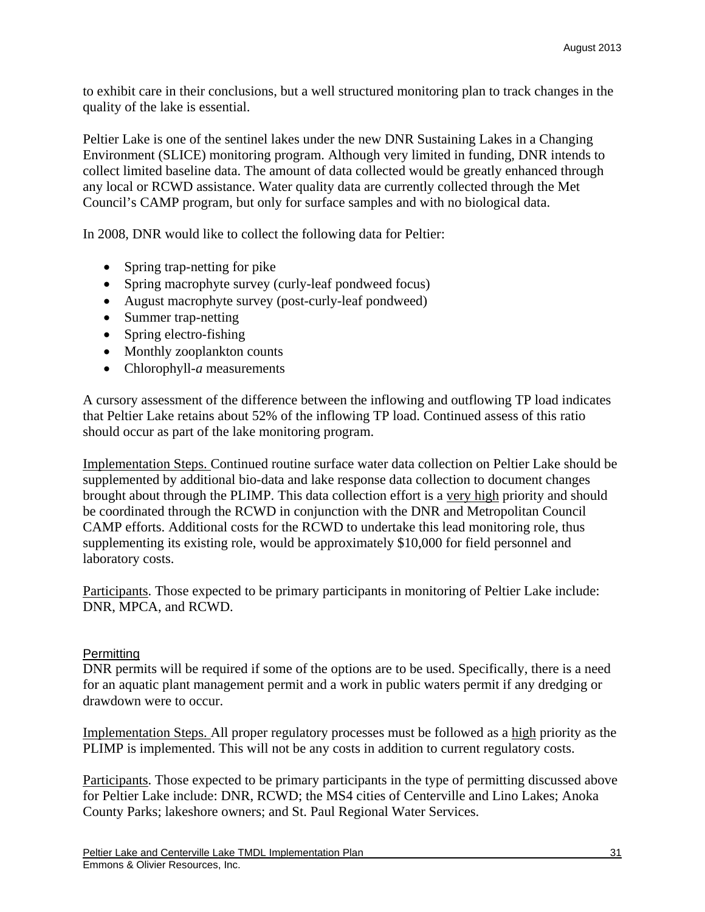to exhibit care in their conclusions, but a well structured monitoring plan to track changes in the quality of the lake is essential.

Peltier Lake is one of the sentinel lakes under the new DNR Sustaining Lakes in a Changing Environment (SLICE) monitoring program. Although very limited in funding, DNR intends to collect limited baseline data. The amount of data collected would be greatly enhanced through any local or RCWD assistance. Water quality data are currently collected through the Met Council's CAMP program, but only for surface samples and with no biological data.

In 2008, DNR would like to collect the following data for Peltier:

- Spring trap-netting for pike
- Spring macrophyte survey (curly-leaf pondweed focus)
- August macrophyte survey (post-curly-leaf pondweed)
- Summer trap-netting
- Spring electro-fishing
- Monthly zooplankton counts
- Chlorophyll-*a* measurements

A cursory assessment of the difference between the inflowing and outflowing TP load indicates that Peltier Lake retains about 52% of the inflowing TP load. Continued assess of this ratio should occur as part of the lake monitoring program.

Implementation Steps. Continued routine surface water data collection on Peltier Lake should be supplemented by additional bio-data and lake response data collection to document changes brought about through the PLIMP. This data collection effort is a very high priority and should be coordinated through the RCWD in conjunction with the DNR and Metropolitan Council CAMP efforts. Additional costs for the RCWD to undertake this lead monitoring role, thus supplementing its existing role, would be approximately $10,000 for field personnel and laboratory costs.

Participants. Those expected to be primary participants in monitoring of Peltier Lake include: DNR, MPCA, and RCWD.

### Permitting

DNR permits will be required if some of the options are to be used. Specifically, there is a need for an aquatic plant management permit and a work in public waters permit if any dredging or drawdown were to occur.

Implementation Steps. All proper regulatory processes must be followed as a high priority as the PLIMP is implemented. This will not be any costs in addition to current regulatory costs.

Participants. Those expected to be primary participants in the type of permitting discussed above for Peltier Lake include: DNR, RCWD; the MS4 cities of Centerville and Lino Lakes; Anoka County Parks; lakeshore owners; and St. Paul Regional Water Services.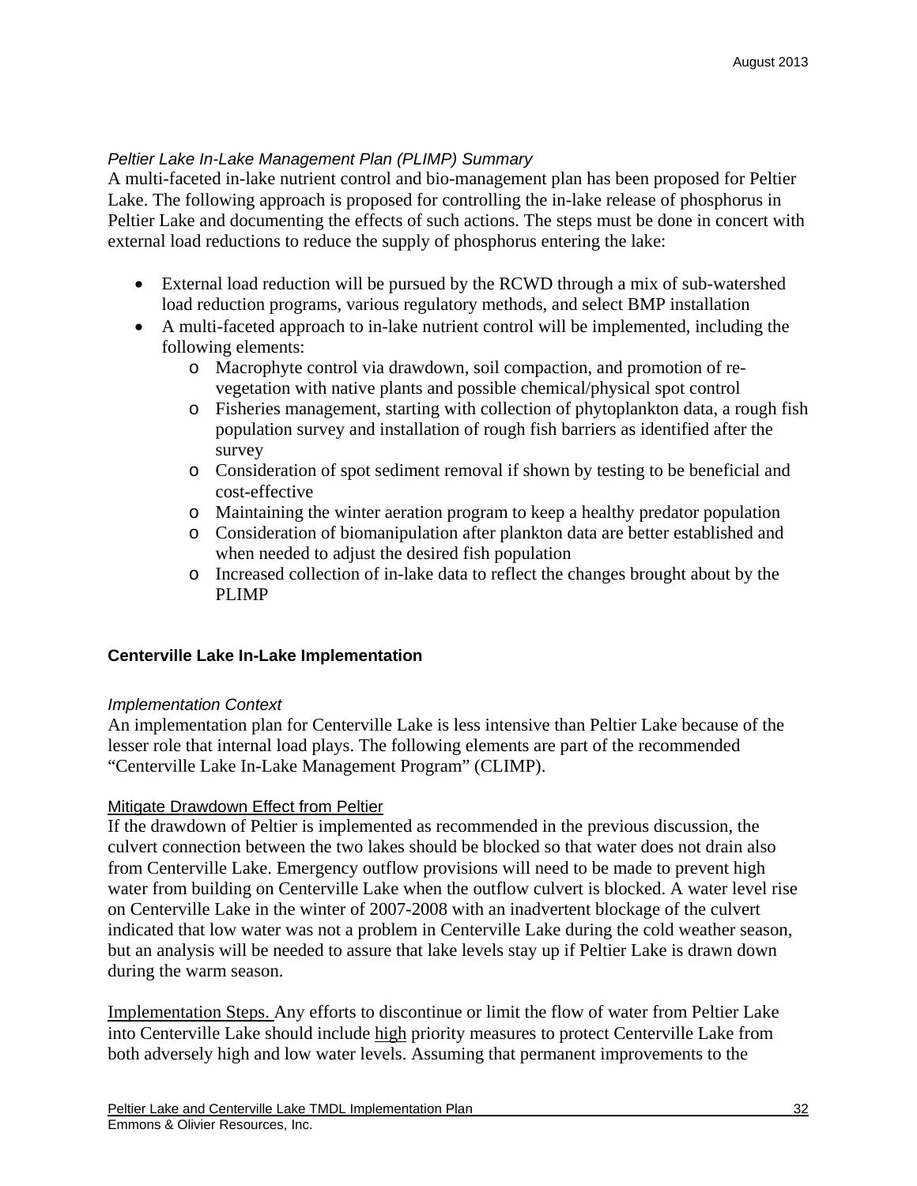*Peltier Lake In-Lake Management Plan (PLIMP) Summary*

A multi-faceted in-lake nutrient control and bio-management plan has been proposed for Peltier Lake. The following approach is proposed for controlling the in-lake release of phosphorus in Peltier Lake and documenting the effects of such actions. The steps must be done in concert with external load reductions to reduce the supply of phosphorus entering the lake:

- External load reduction will be pursued by the RCWD through a mix of sub-watershed load reduction programs, various regulatory methods, and select BMP installation
- A multi-faceted approach to in-lake nutrient control will be implemented, including the following elements:
    - Macrophyte control via drawdown, soil compaction, and promotion of re-vegetation with native plants and possible chemical/physical spot control
    - Fisheries management, starting with collection of phytoplankton data, a rough fish population survey and installation of rough fish barriers as identified after the survey
    - Consideration of spot sediment removal if shown by testing to be beneficial and cost-effective
    - Maintaining the winter aeration program to keep a healthy predator population
    - Consideration of biomanipulation after plankton data are better established and when needed to adjust the desired fish population
    - Increased collection of in-lake data to reflect the changes brought about by the PLIMP

### Centerville Lake In-Lake Implementation

*Implementation Context*

An implementation plan for Centerville Lake is less intensive than Peltier Lake because of the lesser role that internal load plays. The following elements are part of the recommended “Centerville Lake In-Lake Management Program” (CLIMP).

<u>Mitigate Drawdown Effect from Peltier</u>

If the drawdown of Peltier is implemented as recommended in the previous discussion, the culvert connection between the two lakes should be blocked so that water does not drain also from Centerville Lake. Emergency outflow provisions will need to be made to prevent high water from building on Centerville Lake when the outflow culvert is blocked. A water level rise on Centerville Lake in the winter of 2007-2008 with an inadvertent blockage of the culvert indicated that low water was not a problem in Centerville Lake during the cold weather season, but an analysis will be needed to assure that lake levels stay up if Peltier Lake is drawn down during the warm season.

<u>Implementation Steps.</u> Any efforts to discontinue or limit the flow of water from Peltier Lake into Centerville Lake should include <u>high</u> priority measures to protect Centerville Lake from both adversely high and low water levels. Assuming that permanent improvements to the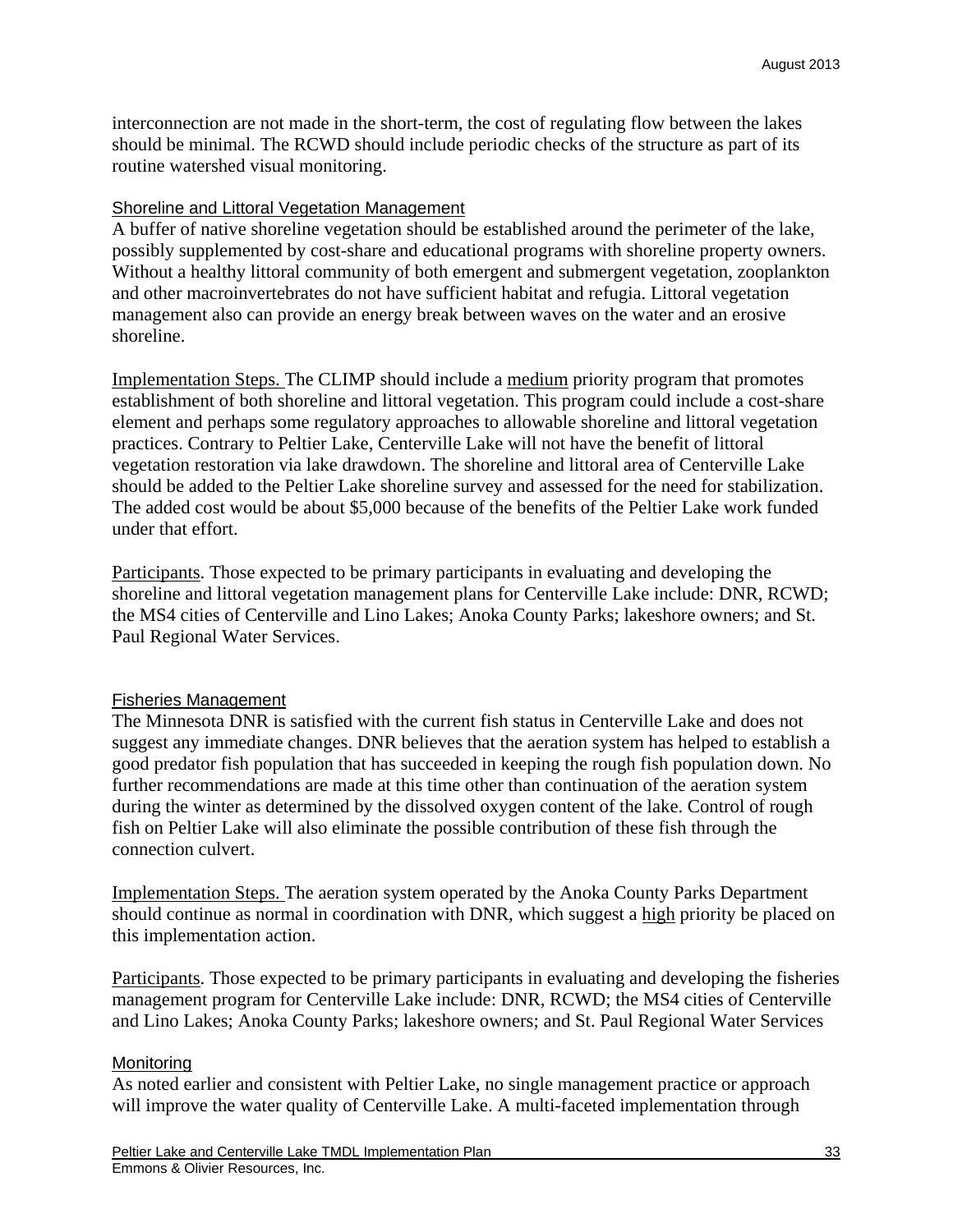interconnection are not made in the short-term, the cost of regulating flow between the lakes should be minimal. The RCWD should include periodic checks of the structure as part of its routine watershed visual monitoring.

### Shoreline and Littoral Vegetation Management

A buffer of native shoreline vegetation should be established around the perimeter of the lake, possibly supplemented by cost-share and educational programs with shoreline property owners. Without a healthy littoral community of both emergent and submergent vegetation, zooplankton and other macroinvertebrates do not have sufficient habitat and refugia. Littoral vegetation management also can provide an energy break between waves on the water and an erosive shoreline.

Implementation Steps. The CLIMP should include a medium priority program that promotes establishment of both shoreline and littoral vegetation. This program could include a cost-share element and perhaps some regulatory approaches to allowable shoreline and littoral vegetation practices. Contrary to Peltier Lake, Centerville Lake will not have the benefit of littoral vegetation restoration via lake drawdown. The shoreline and littoral area of Centerville Lake should be added to the Peltier Lake shoreline survey and assessed for the need for stabilization. The added cost would be about $5,000 because of the benefits of the Peltier Lake work funded under that effort.

Participants. Those expected to be primary participants in evaluating and developing the shoreline and littoral vegetation management plans for Centerville Lake include: DNR, RCWD; the MS4 cities of Centerville and Lino Lakes; Anoka County Parks; lakeshore owners; and St. Paul Regional Water Services.

### Fisheries Management

The Minnesota DNR is satisfied with the current fish status in Centerville Lake and does not suggest any immediate changes. DNR believes that the aeration system has helped to establish a good predator fish population that has succeeded in keeping the rough fish population down. No further recommendations are made at this time other than continuation of the aeration system during the winter as determined by the dissolved oxygen content of the lake. Control of rough fish on Peltier Lake will also eliminate the possible contribution of these fish through the connection culvert.

Implementation Steps. The aeration system operated by the Anoka County Parks Department should continue as normal in coordination with DNR, which suggest a high priority be placed on this implementation action.

Participants. Those expected to be primary participants in evaluating and developing the fisheries management program for Centerville Lake include: DNR, RCWD; the MS4 cities of Centerville and Lino Lakes; Anoka County Parks; lakeshore owners; and St. Paul Regional Water Services

### Monitoring

As noted earlier and consistent with Peltier Lake, no single management practice or approach will improve the water quality of Centerville Lake. A multi-faceted implementation through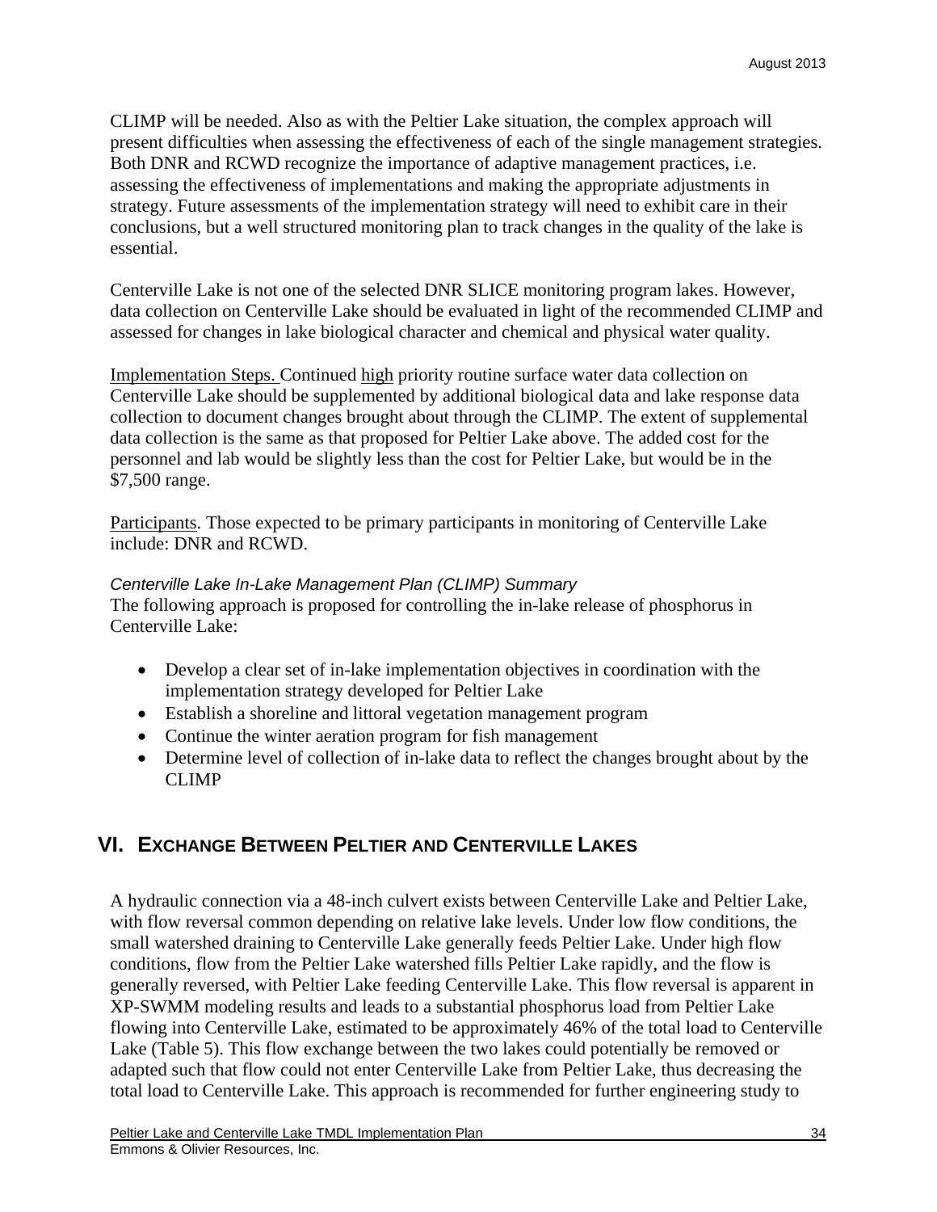CLIMP will be needed. Also as with the Peltier Lake situation, the complex approach will present difficulties when assessing the effectiveness of each of the single management strategies. Both DNR and RCWD recognize the importance of adaptive management practices, i.e. assessing the effectiveness of implementations and making the appropriate adjustments in strategy. Future assessments of the implementation strategy will need to exhibit care in their conclusions, but a well structured monitoring plan to track changes in the quality of the lake is essential.

Centerville Lake is not one of the selected DNR SLICE monitoring program lakes. However, data collection on Centerville Lake should be evaluated in light of the recommended CLIMP and assessed for changes in lake biological character and chemical and physical water quality.

<u>Implementation Steps.</u> Continued <u>high</u> priority routine surface water data collection on Centerville Lake should be supplemented by additional biological data and lake response data collection to document changes brought about through the CLIMP. The extent of supplemental data collection is the same as that proposed for Peltier Lake above. The added cost for the personnel and lab would be slightly less than the cost for Peltier Lake, but would be in the $7,500 range.

<u>Participants</u>. Those expected to be primary participants in monitoring of Centerville Lake include: DNR and RCWD.

*Centerville Lake In-Lake Management Plan (CLIMP) Summary*

The following approach is proposed for controlling the in-lake release of phosphorus in Centerville Lake:

- Develop a clear set of in-lake implementation objectives in coordination with the implementation strategy developed for Peltier Lake
- Establish a shoreline and littoral vegetation management program
- Continue the winter aeration program for fish management
- Determine level of collection of in-lake data to reflect the changes brought about by the CLIMP

## VI. Exchange Between Peltier and Centerville Lakes

A hydraulic connection via a 48-inch culvert exists between Centerville Lake and Peltier Lake, with flow reversal common depending on relative lake levels. Under low flow conditions, the small watershed draining to Centerville Lake generally feeds Peltier Lake. Under high flow conditions, flow from the Peltier Lake watershed fills Peltier Lake rapidly, and the flow is generally reversed, with Peltier Lake feeding Centerville Lake. This flow reversal is apparent in XP-SWMM modeling results and leads to a substantial phosphorus load from Peltier Lake flowing into Centerville Lake, estimated to be approximately 46% of the total load to Centerville Lake (Table 5). This flow exchange between the two lakes could potentially be removed or adapted such that flow could not enter Centerville Lake from Peltier Lake, thus decreasing the total load to Centerville Lake. This approach is recommended for further engineering study to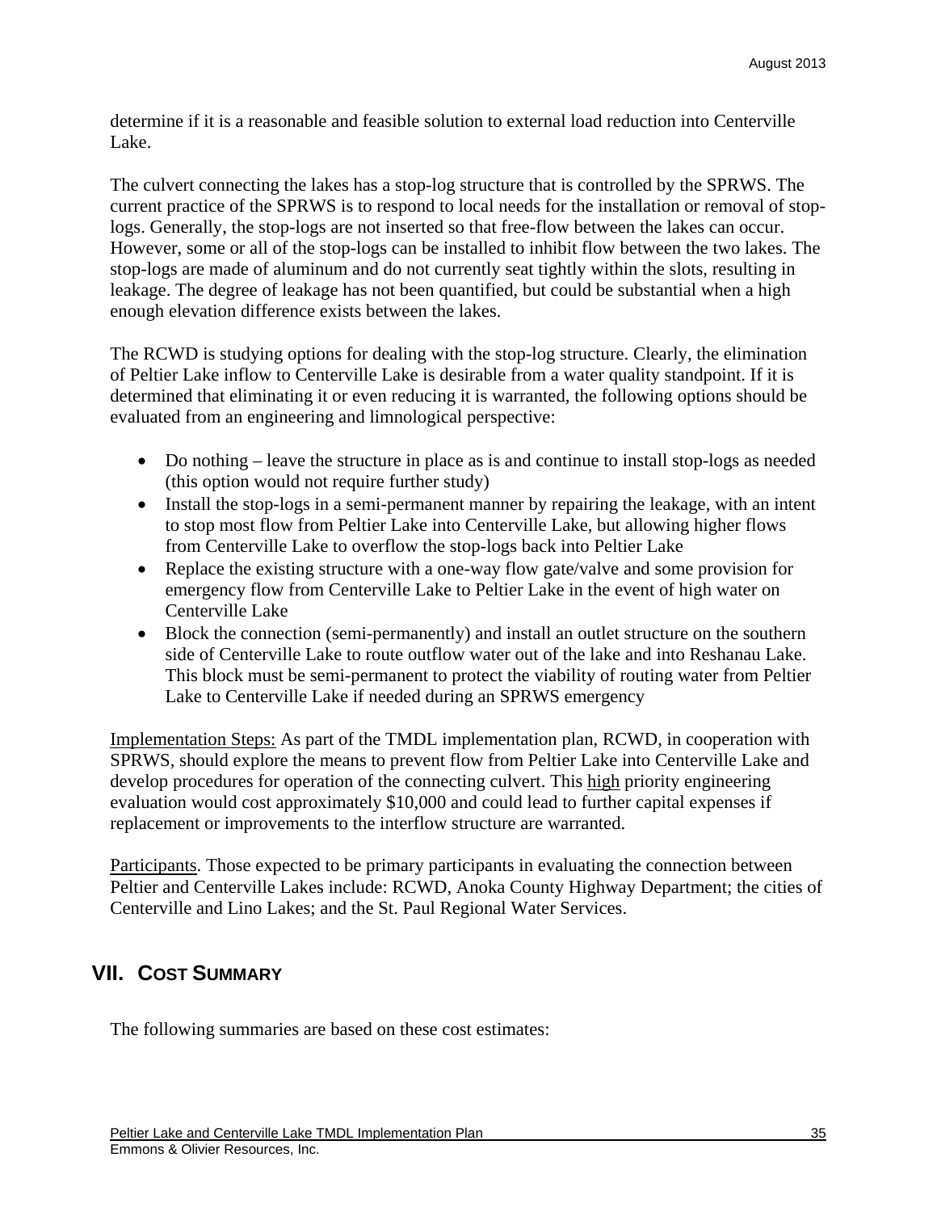determine if it is a reasonable and feasible solution to external load reduction into Centerville Lake.

The culvert connecting the lakes has a stop-log structure that is controlled by the SPRWS. The current practice of the SPRWS is to respond to local needs for the installation or removal of stop-logs. Generally, the stop-logs are not inserted so that free-flow between the lakes can occur. However, some or all of the stop-logs can be installed to inhibit flow between the two lakes. The stop-logs are made of aluminum and do not currently seat tightly within the slots, resulting in leakage. The degree of leakage has not been quantified, but could be substantial when a high enough elevation difference exists between the lakes.

The RCWD is studying options for dealing with the stop-log structure. Clearly, the elimination of Peltier Lake inflow to Centerville Lake is desirable from a water quality standpoint. If it is determined that eliminating it or even reducing it is warranted, the following options should be evaluated from an engineering and limnological perspective:

- Do nothing – leave the structure in place as is and continue to install stop-logs as needed (this option would not require further study)
- Install the stop-logs in a semi-permanent manner by repairing the leakage, with an intent to stop most flow from Peltier Lake into Centerville Lake, but allowing higher flows from Centerville Lake to overflow the stop-logs back into Peltier Lake
- Replace the existing structure with a one-way flow gate/valve and some provision for emergency flow from Centerville Lake to Peltier Lake in the event of high water on Centerville Lake
- Block the connection (semi-permanently) and install an outlet structure on the southern side of Centerville Lake to route outflow water out of the lake and into Reshanau Lake. This block must be semi-permanent to protect the viability of routing water from Peltier Lake to Centerville Lake if needed during an SPRWS emergency

Implementation Steps: As part of the TMDL implementation plan, RCWD, in cooperation with SPRWS, should explore the means to prevent flow from Peltier Lake into Centerville Lake and develop procedures for operation of the connecting culvert. This high priority engineering evaluation would cost approximately $10,000 and could lead to further capital expenses if replacement or improvements to the interflow structure are warranted.

Participants. Those expected to be primary participants in evaluating the connection between Peltier and Centerville Lakes include: RCWD, Anoka County Highway Department; the cities of Centerville and Lino Lakes; and the St. Paul Regional Water Services.

## VII. Cost Summary

The following summaries are based on these cost estimates: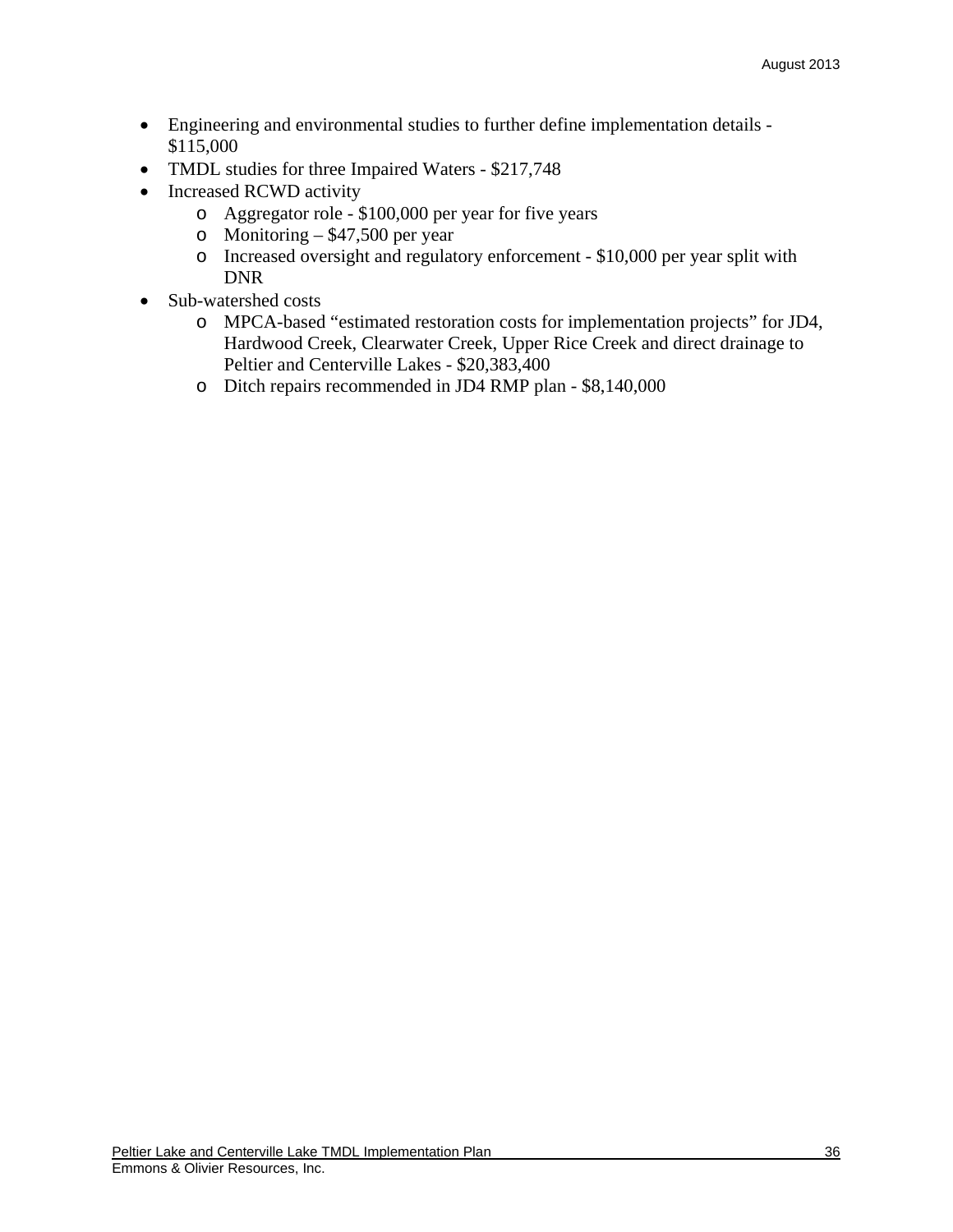- Engineering and environmental studies to further define implementation details - $115,000
- TMDL studies for three Impaired Waters - $217,748
- Increased RCWD activity
    - Aggregator role - $100,000 per year for five years
    - Monitoring – $47,500 per year
    - Increased oversight and regulatory enforcement - $10,000 per year split with DNR
- Sub-watershed costs
    - MPCA-based “estimated restoration costs for implementation projects” for JD4, Hardwood Creek, Clearwater Creek, Upper Rice Creek and direct drainage to Peltier and Centerville Lakes - $20,383,400
    - Ditch repairs recommended in JD4 RMP plan - $8,140,000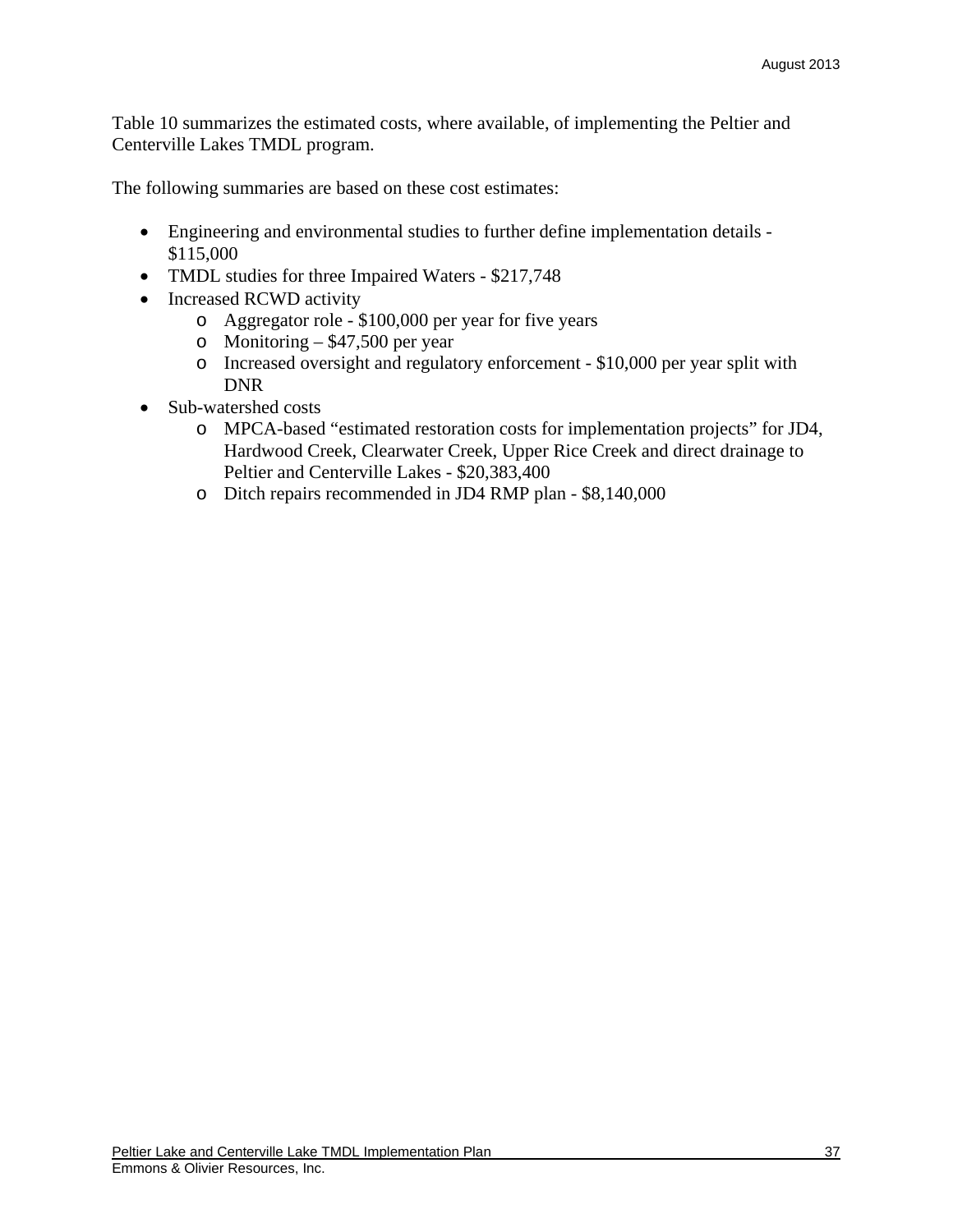Table 10 summarizes the estimated costs, where available, of implementing the Peltier and Centerville Lakes TMDL program.

The following summaries are based on these cost estimates:

- Engineering and environmental studies to further define implementation details - $115,000
- TMDL studies for three Impaired Waters - $217,748
- Increased RCWD activity
  - Aggregator role - $100,000 per year for five years
  - Monitoring – $47,500 per year
  - Increased oversight and regulatory enforcement - $10,000 per year split with DNR
- Sub-watershed costs
  - MPCA-based "estimated restoration costs for implementation projects" for JD4, Hardwood Creek, Clearwater Creek, Upper Rice Creek and direct drainage to Peltier and Centerville Lakes - $20,383,400
  - Ditch repairs recommended in JD4 RMP plan - $8,140,000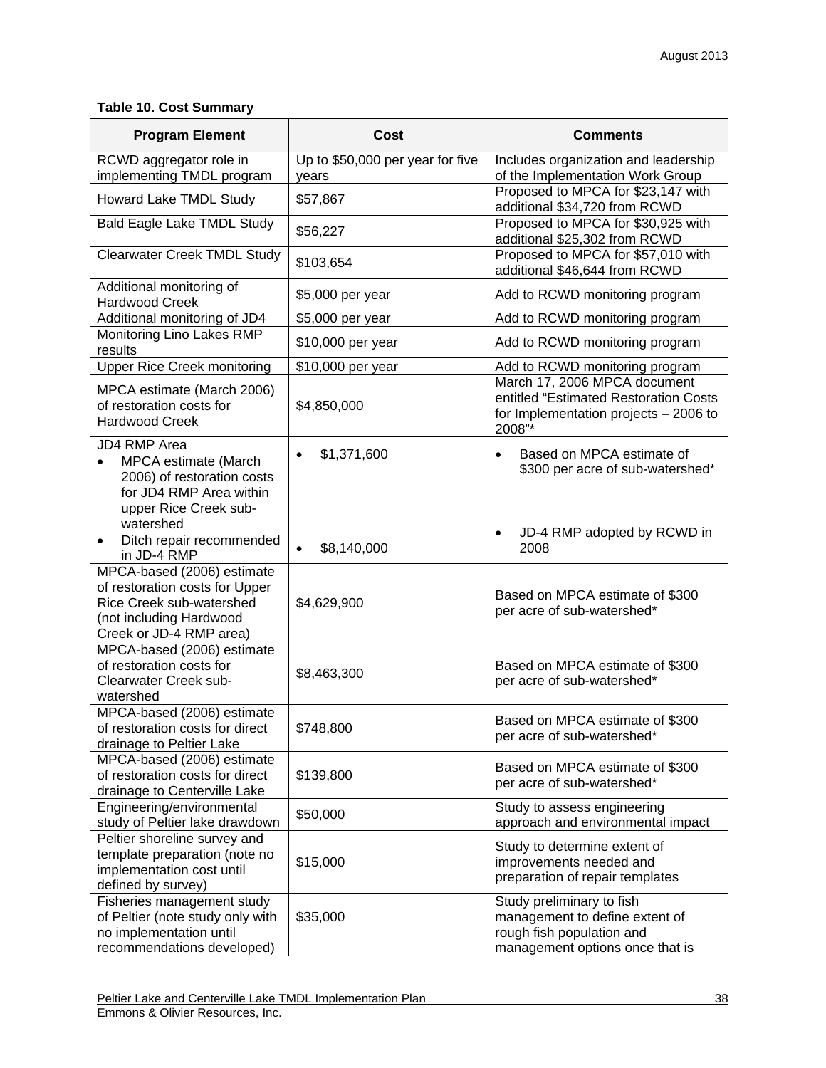**Table 10. Cost Summary**

| Program Element | Cost | Comments |
|---|---|---|
| RCWD aggregator role in implementing TMDL program | Up to $50,000 per year for five years | Includes organization and leadership of the Implementation Work Group |
| Howard Lake TMDL Study | $57,867 | Proposed to MPCA for $23,147 with additional $34,720 from RCWD |
| Bald Eagle Lake TMDL Study | $56,227 | Proposed to MPCA for $30,925 with additional $25,302 from RCWD |
| Clearwater Creek TMDL Study | $103,654 | Proposed to MPCA for $57,010 with additional $46,644 from RCWD |
| Additional monitoring of Hardwood Creek | $5,000 per year | Add to RCWD monitoring program |
| Additional monitoring of JD4 | $5,000 per year | Add to RCWD monitoring program |
| Monitoring Lino Lakes RMP results | $10,000 per year | Add to RCWD monitoring program |
| Upper Rice Creek monitoring | $10,000 per year | Add to RCWD monitoring program |
| MPCA estimate (March 2006) of restoration costs for Hardwood Creek | $4,850,000 | March 17, 2006 MPCA document entitled "Estimated Restoration Costs for Implementation projects – 2006 to 2008"* |
| JD4 RMP Area<br>• MPCA estimate (March 2006) of restoration costs for JD4 RMP Area within upper Rice Creek sub-watershed<br>• Ditch repair recommended in JD-4 RMP | • $1,371,600<br>• $8,140,000 | • Based on MPCA estimate of $300 per acre of sub-watershed*<br>• JD-4 RMP adopted by RCWD in 2008 |
| MPCA-based (2006) estimate of restoration costs for Upper Rice Creek sub-watershed (not including Hardwood Creek or JD-4 RMP area) | $4,629,900 | Based on MPCA estimate of $300 per acre of sub-watershed* |
| MPCA-based (2006) estimate of restoration costs for Clearwater Creek sub-watershed | $8,463,300 | Based on MPCA estimate of $300 per acre of sub-watershed* |
| MPCA-based (2006) estimate of restoration costs for direct drainage to Peltier Lake | $748,800 | Based on MPCA estimate of $300 per acre of sub-watershed* |
| MPCA-based (2006) estimate of restoration costs for direct drainage to Centerville Lake | $139,800 | Based on MPCA estimate of $300 per acre of sub-watershed* |
| Engineering/environmental study of Peltier lake drawdown | $50,000 | Study to assess engineering approach and environmental impact |
| Peltier shoreline survey and template preparation (note no implementation cost until defined by survey) | $15,000 | Study to determine extent of improvements needed and preparation of repair templates |
| Fisheries management study of Peltier (note study only with no implementation until recommendations developed) | $35,000 | Study preliminary to fish management to define extent of rough fish population and management options once that is |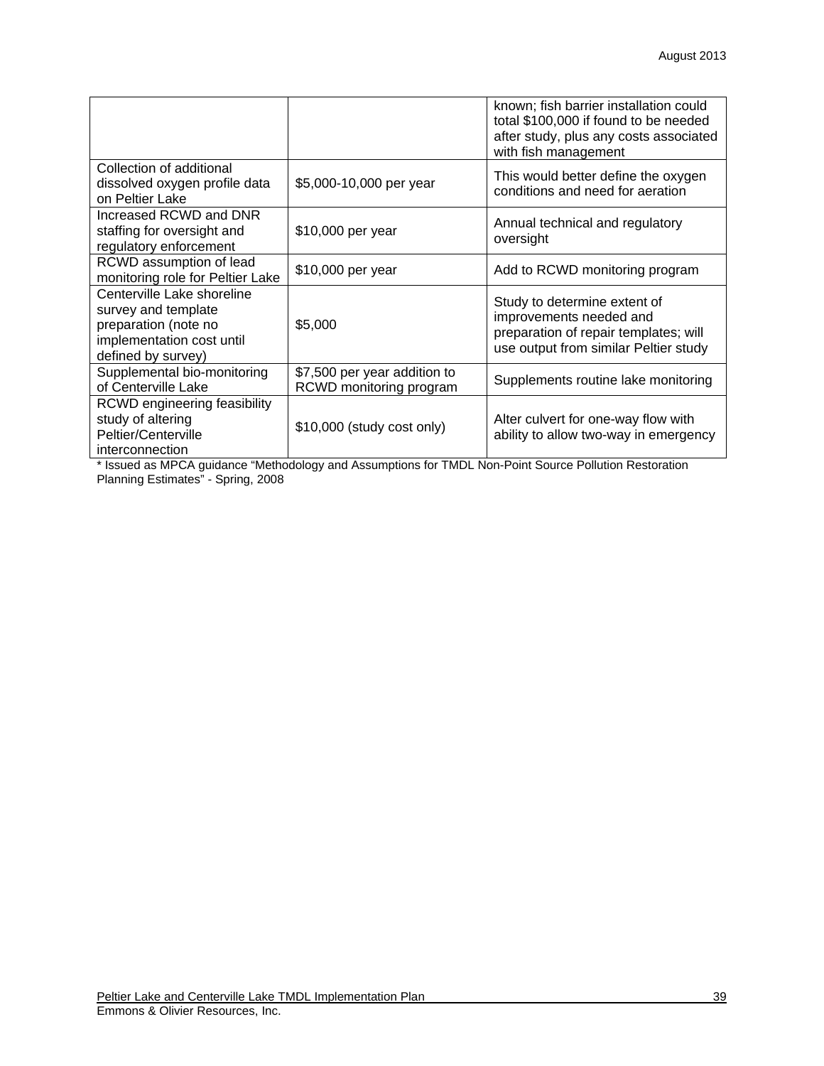| | | |
|---|---|---|
| | | known; fish barrier installation could total $100,000 if found to be needed after study, plus any costs associated with fish management |
| Collection of additional dissolved oxygen profile data on Peltier Lake | $5,000-10,000 per year | This would better define the oxygen conditions and need for aeration |
| Increased RCWD and DNR staffing for oversight and regulatory enforcement | $10,000 per year | Annual technical and regulatory oversight |
| RCWD assumption of lead monitoring role for Peltier Lake | $10,000 per year | Add to RCWD monitoring program |
| Centerville Lake shoreline survey and template preparation (note no implementation cost until defined by survey) | $5,000 | Study to determine extent of improvements needed and preparation of repair templates; will use output from similar Peltier study |
| Supplemental bio-monitoring of Centerville Lake | $7,500 per year addition to RCWD monitoring program | Supplements routine lake monitoring |
| RCWD engineering feasibility study of altering Peltier/Centerville interconnection | $10,000 (study cost only) | Alter culvert for one-way flow with ability to allow two-way in emergency |

* Issued as MPCA guidance "Methodology and Assumptions for TMDL Non-Point Source Pollution Restoration Planning Estimates" - Spring, 2008